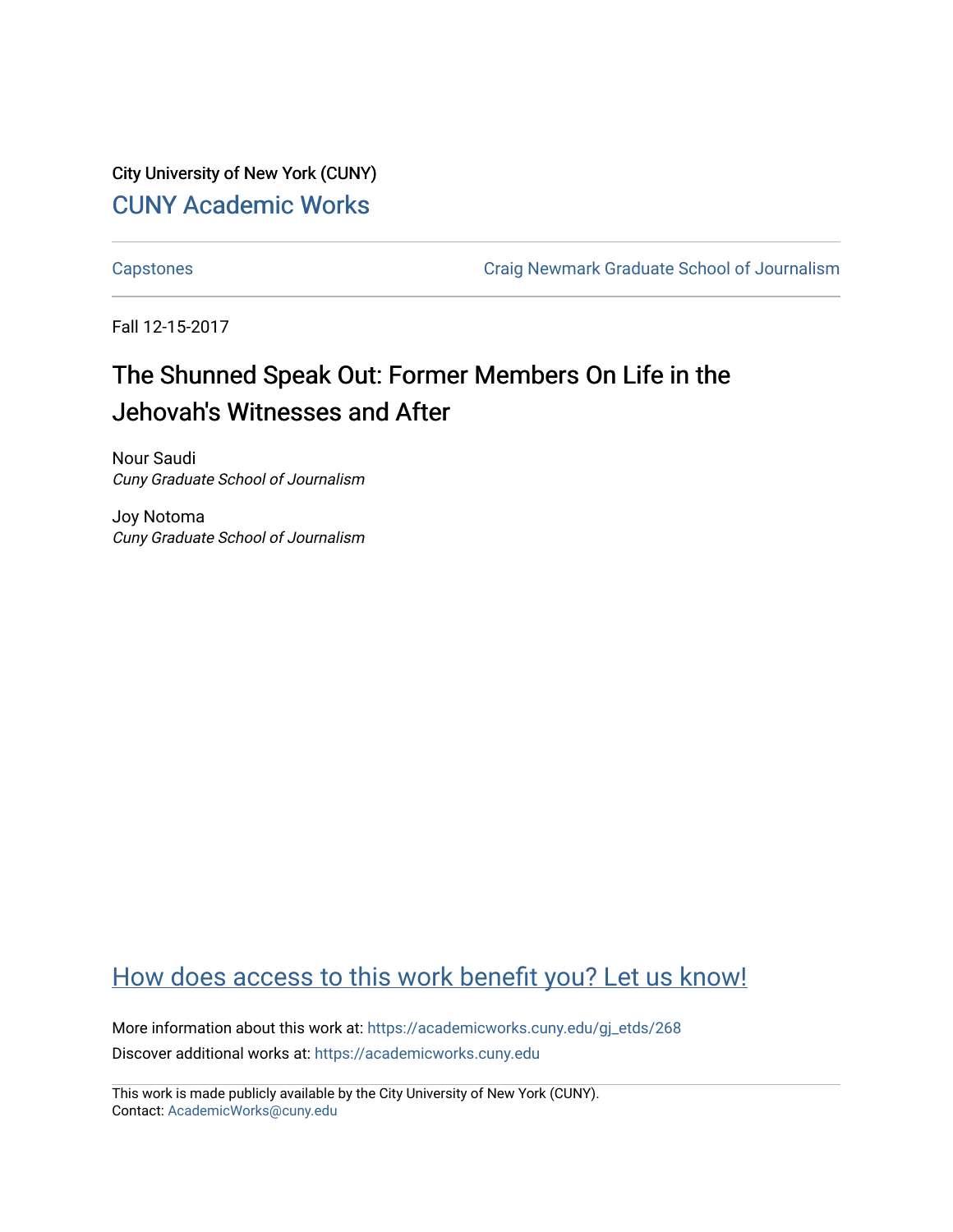City University of New York (CUNY)

[CUNY Academic Works](https://academicworks.cuny.edu)

---

[Capstones](https://academicworks.cuny.edu) | [Craig Newmark Graduate School of Journalism](https://academicworks.cuny.edu)

---

Fall 12-15-2017

# The Shunned Speak Out: Former Members On Life in the Jehovah's Witnesses and After

Nour Saudi
*Cuny Graduate School of Journalism*

Joy Notoma
*Cuny Graduate School of Journalism*

## How does access to this work benefit you? Let us know!

More information about this work at: https://academicworks.cuny.edu/gj_etds/268

Discover additional works at: https://academicworks.cuny.edu

---

This work is made publicly available by the City University of New York (CUNY).
Contact: AcademicWorks@cuny.edu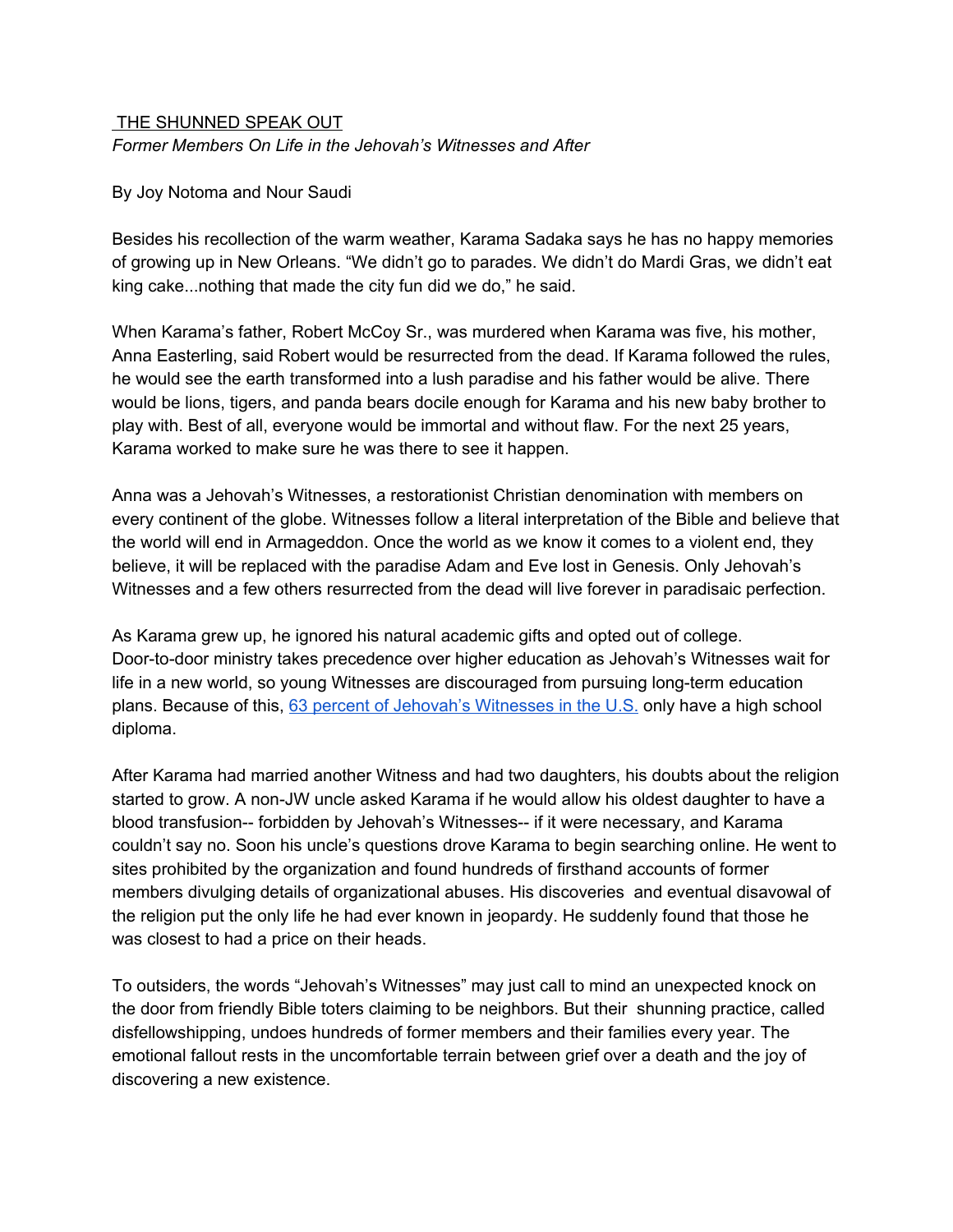# THE SHUNNED SPEAK OUT

*Former Members On Life in the Jehovah's Witnesses and After*

By Joy Notoma and Nour Saudi

Besides his recollection of the warm weather, Karama Sadaka says he has no happy memories of growing up in New Orleans. "We didn't go to parades. We didn't do Mardi Gras, we didn't eat king cake...nothing that made the city fun did we do," he said.

When Karama's father, Robert McCoy Sr., was murdered when Karama was five, his mother, Anna Easterling, said Robert would be resurrected from the dead. If Karama followed the rules, he would see the earth transformed into a lush paradise and his father would be alive. There would be lions, tigers, and panda bears docile enough for Karama and his new baby brother to play with. Best of all, everyone would be immortal and without flaw. For the next 25 years, Karama worked to make sure he was there to see it happen.

Anna was a Jehovah's Witnesses, a restorationist Christian denomination with members on every continent of the globe. Witnesses follow a literal interpretation of the Bible and believe that the world will end in Armageddon. Once the world as we know it comes to a violent end, they believe, it will be replaced with the paradise Adam and Eve lost in Genesis. Only Jehovah's Witnesses and a few others resurrected from the dead will live forever in paradisaic perfection.

As Karama grew up, he ignored his natural academic gifts and opted out of college. Door-to-door ministry takes precedence over higher education as Jehovah's Witnesses wait for life in a new world, so young Witnesses are discouraged from pursuing long-term education plans. Because of this, [63 percent of Jehovah's Witnesses in the U.S.](#) only have a high school diploma.

After Karama had married another Witness and had two daughters, his doubts about the religion started to grow. A non-JW uncle asked Karama if he would allow his oldest daughter to have a blood transfusion-- forbidden by Jehovah's Witnesses-- if it were necessary, and Karama couldn't say no. Soon his uncle's questions drove Karama to begin searching online. He went to sites prohibited by the organization and found hundreds of firsthand accounts of former members divulging details of organizational abuses. His discoveries and eventual disavowal of the religion put the only life he had ever known in jeopardy. He suddenly found that those he was closest to had a price on their heads.

To outsiders, the words "Jehovah's Witnesses" may just call to mind an unexpected knock on the door from friendly Bible toters claiming to be neighbors. But their shunning practice, called disfellowshipping, undoes hundreds of former members and their families every year. The emotional fallout rests in the uncomfortable terrain between grief over a death and the joy of discovering a new existence.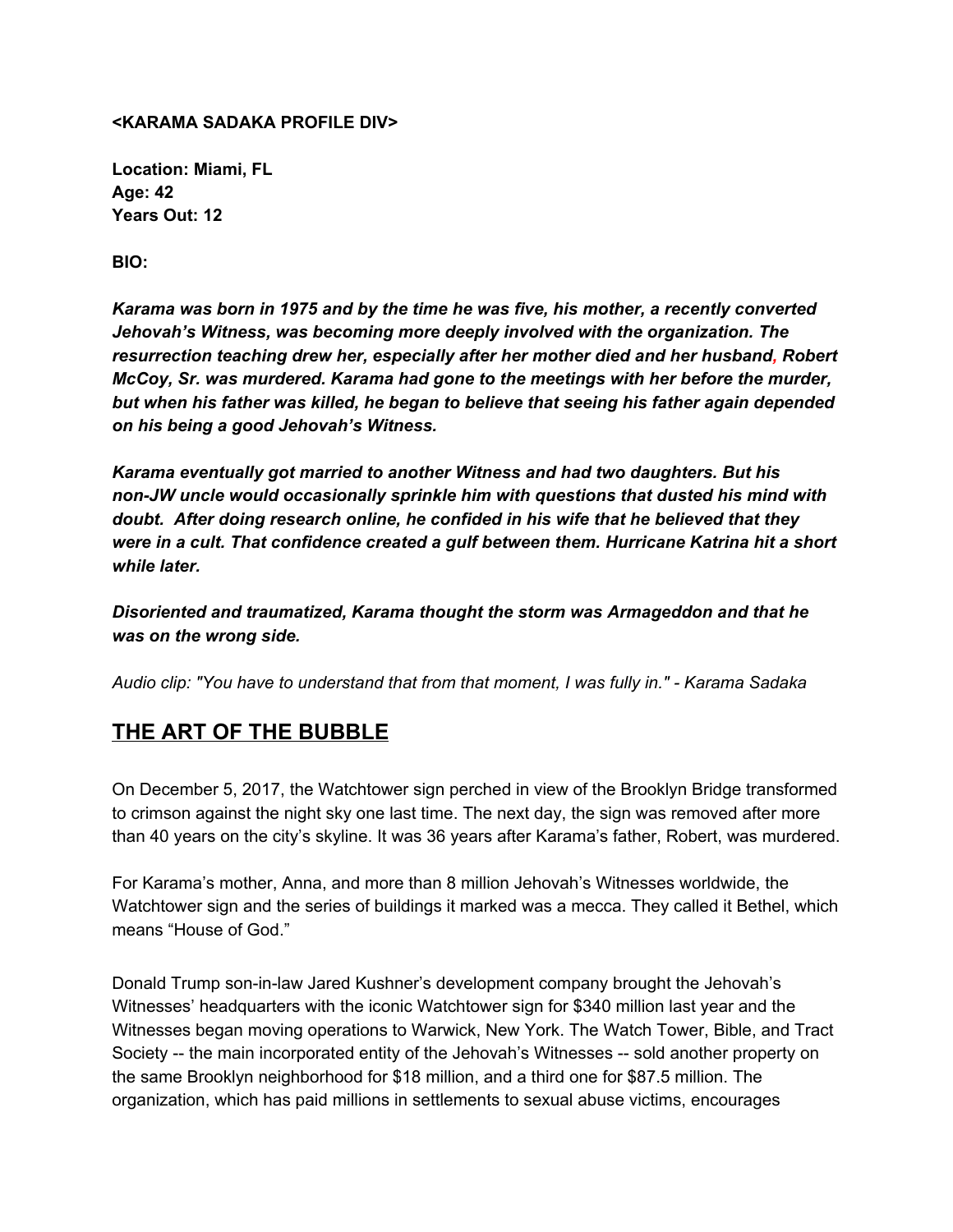**<KARAMA SADAKA PROFILE DIV>**

**Location: Miami, FL**
**Age: 42**
**Years Out: 12**

**BIO:**

***Karama was born in 1975 and by the time he was five, his mother, a recently converted Jehovah's Witness, was becoming more deeply involved with the organization. The resurrection teaching drew her, especially after her mother died and her husband, Robert McCoy, Sr. was murdered. Karama had gone to the meetings with her before the murder, but when his father was killed, he began to believe that seeing his father again depended on his being a good Jehovah's Witness.***

***Karama eventually got married to another Witness and had two daughters. But his non-JW uncle would occasionally sprinkle him with questions that dusted his mind with doubt. After doing research online, he confided in his wife that he believed that they were in a cult. That confidence created a gulf between them. Hurricane Katrina hit a short while later.***

***Disoriented and traumatized, Karama thought the storm was Armageddon and that he was on the wrong side.***

*Audio clip: "You have to understand that from that moment, I was fully in." - Karama Sadaka*

## THE ART OF THE BUBBLE

On December 5, 2017, the Watchtower sign perched in view of the Brooklyn Bridge transformed to crimson against the night sky one last time. The next day, the sign was removed after more than 40 years on the city's skyline. It was 36 years after Karama's father, Robert, was murdered.

For Karama's mother, Anna, and more than 8 million Jehovah's Witnesses worldwide, the Watchtower sign and the series of buildings it marked was a mecca. They called it Bethel, which means "House of God."

Donald Trump son-in-law Jared Kushner's development company brought the Jehovah's Witnesses' headquarters with the iconic Watchtower sign for $340 million last year and the Witnesses began moving operations to Warwick, New York. The Watch Tower, Bible, and Tract Society -- the main incorporated entity of the Jehovah's Witnesses -- sold another property on the same Brooklyn neighborhood for $18 million, and a third one for $87.5 million. The organization, which has paid millions in settlements to sexual abuse victims, encourages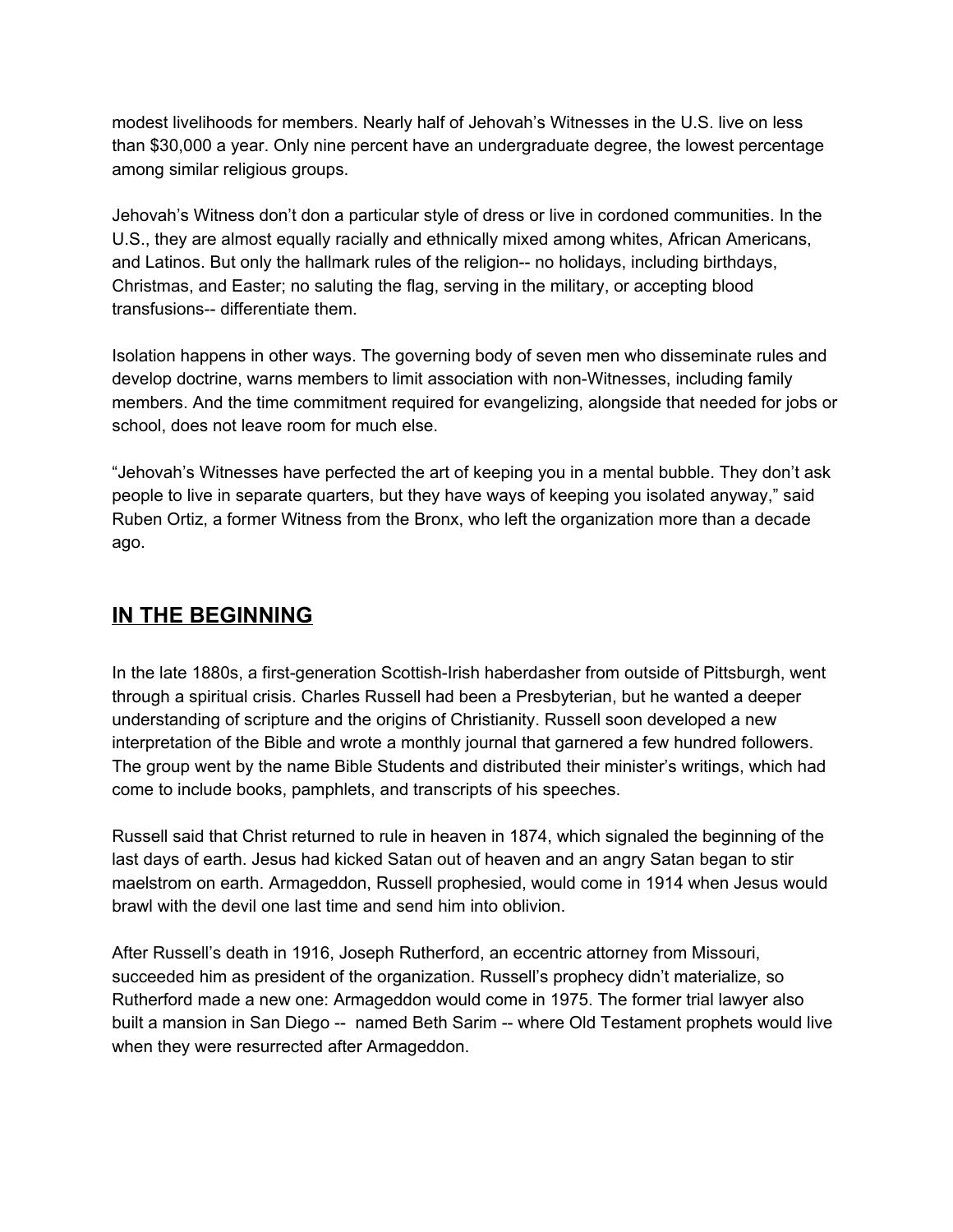modest livelihoods for members. Nearly half of Jehovah's Witnesses in the U.S. live on less than $30,000 a year. Only nine percent have an undergraduate degree, the lowest percentage among similar religious groups.

Jehovah's Witness don't don a particular style of dress or live in cordoned communities. In the U.S., they are almost equally racially and ethnically mixed among whites, African Americans, and Latinos. But only the hallmark rules of the religion-- no holidays, including birthdays, Christmas, and Easter; no saluting the flag, serving in the military, or accepting blood transfusions-- differentiate them.

Isolation happens in other ways. The governing body of seven men who disseminate rules and develop doctrine, warns members to limit association with non-Witnesses, including family members. And the time commitment required for evangelizing, alongside that needed for jobs or school, does not leave room for much else.

"Jehovah's Witnesses have perfected the art of keeping you in a mental bubble. They don't ask people to live in separate quarters, but they have ways of keeping you isolated anyway," said Ruben Ortiz, a former Witness from the Bronx, who left the organization more than a decade ago.

## **IN THE BEGINNING**

In the late 1880s, a first-generation Scottish-Irish haberdasher from outside of Pittsburgh, went through a spiritual crisis. Charles Russell had been a Presbyterian, but he wanted a deeper understanding of scripture and the origins of Christianity. Russell soon developed a new interpretation of the Bible and wrote a monthly journal that garnered a few hundred followers. The group went by the name Bible Students and distributed their minister's writings, which had come to include books, pamphlets, and transcripts of his speeches.

Russell said that Christ returned to rule in heaven in 1874, which signaled the beginning of the last days of earth. Jesus had kicked Satan out of heaven and an angry Satan began to stir maelstrom on earth. Armageddon, Russell prophesied, would come in 1914 when Jesus would brawl with the devil one last time and send him into oblivion.

After Russell's death in 1916, Joseph Rutherford, an eccentric attorney from Missouri, succeeded him as president of the organization. Russell's prophecy didn't materialize, so Rutherford made a new one: Armageddon would come in 1975. The former trial lawyer also built a mansion in San Diego -- named Beth Sarim -- where Old Testament prophets would live when they were resurrected after Armageddon.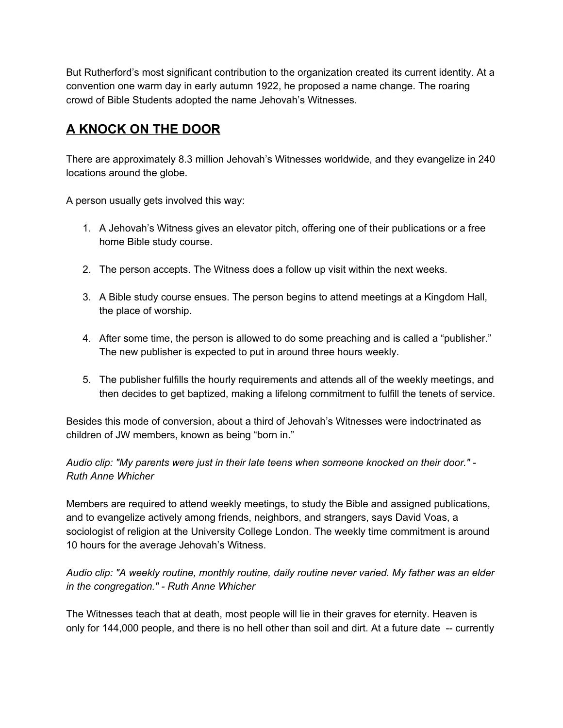But Rutherford's most significant contribution to the organization created its current identity. At a convention one warm day in early autumn 1922, he proposed a name change. The roaring crowd of Bible Students adopted the name Jehovah's Witnesses.

## A KNOCK ON THE DOOR

There are approximately 8.3 million Jehovah's Witnesses worldwide, and they evangelize in 240 locations around the globe.

A person usually gets involved this way:

1. A Jehovah's Witness gives an elevator pitch, offering one of their publications or a free home Bible study course.

2. The person accepts. The Witness does a follow up visit within the next weeks.

3. A Bible study course ensues. The person begins to attend meetings at a Kingdom Hall, the place of worship.

4. After some time, the person is allowed to do some preaching and is called a "publisher." The new publisher is expected to put in around three hours weekly.

5. The publisher fulfills the hourly requirements and attends all of the weekly meetings, and then decides to get baptized, making a lifelong commitment to fulfill the tenets of service.

Besides this mode of conversion, about a third of Jehovah's Witnesses were indoctrinated as children of JW members, known as being "born in."

*Audio clip: "My parents were just in their late teens when someone knocked on their door." - Ruth Anne Whicher*

Members are required to attend weekly meetings, to study the Bible and assigned publications, and to evangelize actively among friends, neighbors, and strangers, says David Voas, a sociologist of religion at the University College London. The weekly time commitment is around 10 hours for the average Jehovah's Witness.

*Audio clip: "A weekly routine, monthly routine, daily routine never varied. My father was an elder in the congregation." - Ruth Anne Whicher*

The Witnesses teach that at death, most people will lie in their graves for eternity. Heaven is only for 144,000 people, and there is no hell other than soil and dirt. At a future date -- currently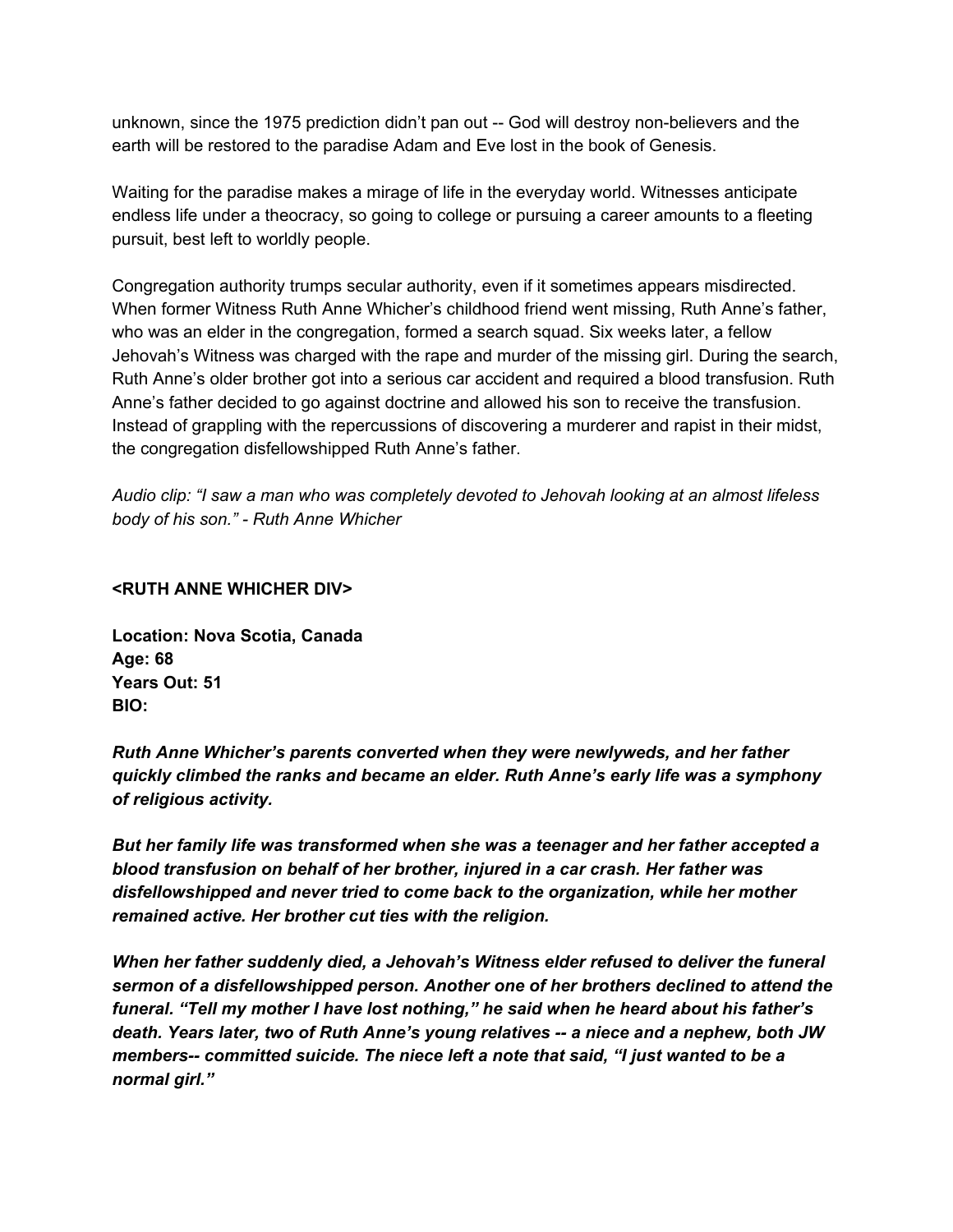unknown, since the 1975 prediction didn't pan out -- God will destroy non-believers and the earth will be restored to the paradise Adam and Eve lost in the book of Genesis.

Waiting for the paradise makes a mirage of life in the everyday world. Witnesses anticipate endless life under a theocracy, so going to college or pursuing a career amounts to a fleeting pursuit, best left to worldly people.

Congregation authority trumps secular authority, even if it sometimes appears misdirected. When former Witness Ruth Anne Whicher's childhood friend went missing, Ruth Anne's father, who was an elder in the congregation, formed a search squad. Six weeks later, a fellow Jehovah's Witness was charged with the rape and murder of the missing girl. During the search, Ruth Anne's older brother got into a serious car accident and required a blood transfusion. Ruth Anne's father decided to go against doctrine and allowed his son to receive the transfusion. Instead of grappling with the repercussions of discovering a murderer and rapist in their midst, the congregation disfellowshipped Ruth Anne's father.

*Audio clip: "I saw a man who was completely devoted to Jehovah looking at an almost lifeless body of his son." - Ruth Anne Whicher*

**<RUTH ANNE WHICHER DIV>**

**Location: Nova Scotia, Canada**
**Age: 68**
**Years Out: 51**
**BIO:**

***Ruth Anne Whicher's parents converted when they were newlyweds, and her father quickly climbed the ranks and became an elder. Ruth Anne's early life was a symphony of religious activity.***

***But her family life was transformed when she was a teenager and her father accepted a blood transfusion on behalf of her brother, injured in a car crash. Her father was disfellowshipped and never tried to come back to the organization, while her mother remained active. Her brother cut ties with the religion.***

***When her father suddenly died, a Jehovah's Witness elder refused to deliver the funeral sermon of a disfellowshipped person. Another one of her brothers declined to attend the funeral. "Tell my mother I have lost nothing," he said when he heard about his father's death. Years later, two of Ruth Anne's young relatives -- a niece and a nephew, both JW members-- committed suicide. The niece left a note that said, "I just wanted to be a normal girl."***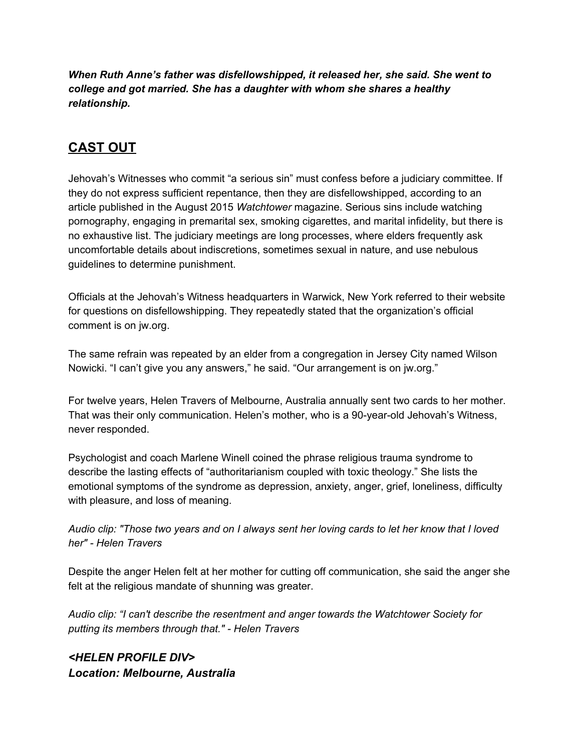***When Ruth Anne's father was disfellowshipped, it released her, she said. She went to college and got married. She has a daughter with whom she shares a healthy relationship.***

## CAST OUT

Jehovah's Witnesses who commit "a serious sin" must confess before a judiciary committee. If they do not express sufficient repentance, then they are disfellowshipped, according to an article published in the August 2015 *Watchtower* magazine. Serious sins include watching pornography, engaging in premarital sex, smoking cigarettes, and marital infidelity, but there is no exhaustive list. The judiciary meetings are long processes, where elders frequently ask uncomfortable details about indiscretions, sometimes sexual in nature, and use nebulous guidelines to determine punishment.

Officials at the Jehovah's Witness headquarters in Warwick, New York referred to their website for questions on disfellowshipping. They repeatedly stated that the organization's official comment is on jw.org.

The same refrain was repeated by an elder from a congregation in Jersey City named Wilson Nowicki. "I can't give you any answers," he said. "Our arrangement is on jw.org."

For twelve years, Helen Travers of Melbourne, Australia annually sent two cards to her mother. That was their only communication. Helen's mother, who is a 90-year-old Jehovah's Witness, never responded.

Psychologist and coach Marlene Winell coined the phrase religious trauma syndrome to describe the lasting effects of "authoritarianism coupled with toxic theology." She lists the emotional symptoms of the syndrome as depression, anxiety, anger, grief, loneliness, difficulty with pleasure, and loss of meaning.

*Audio clip: "Those two years and on I always sent her loving cards to let her know that I loved her" - Helen Travers*

Despite the anger Helen felt at her mother for cutting off communication, she said the anger she felt at the religious mandate of shunning was greater.

*Audio clip: "I can't describe the resentment and anger towards the Watchtower Society for putting its members through that." - Helen Travers*

***<HELEN PROFILE DIV>***
***Location: Melbourne, Australia***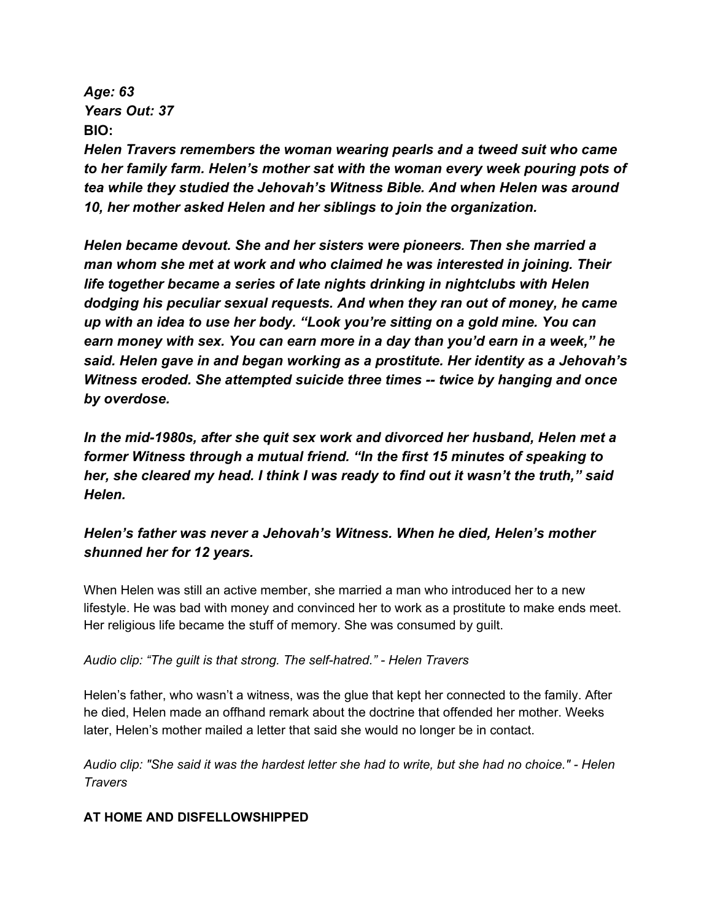***Age: 63***
***Years Out: 37***
**BIO:**
***Helen Travers remembers the woman wearing pearls and a tweed suit who came to her family farm. Helen's mother sat with the woman every week pouring pots of tea while they studied the Jehovah's Witness Bible. And when Helen was around 10, her mother asked Helen and her siblings to join the organization.***

***Helen became devout. She and her sisters were pioneers. Then she married a man whom she met at work and who claimed he was interested in joining. Their life together became a series of late nights drinking in nightclubs with Helen dodging his peculiar sexual requests. And when they ran out of money, he came up with an idea to use her body. "Look you're sitting on a gold mine. You can earn money with sex. You can earn more in a day than you'd earn in a week," he said. Helen gave in and began working as a prostitute. Her identity as a Jehovah's Witness eroded. She attempted suicide three times -- twice by hanging and once by overdose.***

***In the mid-1980s, after she quit sex work and divorced her husband, Helen met a former Witness through a mutual friend. "In the first 15 minutes of speaking to her, she cleared my head. I think I was ready to find out it wasn't the truth," said Helen.***

***Helen's father was never a Jehovah's Witness. When he died, Helen's mother shunned her for 12 years.***

When Helen was still an active member, she married a man who introduced her to a new lifestyle. He was bad with money and convinced her to work as a prostitute to make ends meet. Her religious life became the stuff of memory. She was consumed by guilt.

*Audio clip: "The guilt is that strong. The self-hatred." - Helen Travers*

Helen's father, who wasn't a witness, was the glue that kept her connected to the family. After he died, Helen made an offhand remark about the doctrine that offended her mother. Weeks later, Helen's mother mailed a letter that said she would no longer be in contact.

*Audio clip: "She said it was the hardest letter she had to write, but she had no choice." - Helen Travers*

**AT HOME AND DISFELLOWSHIPPED**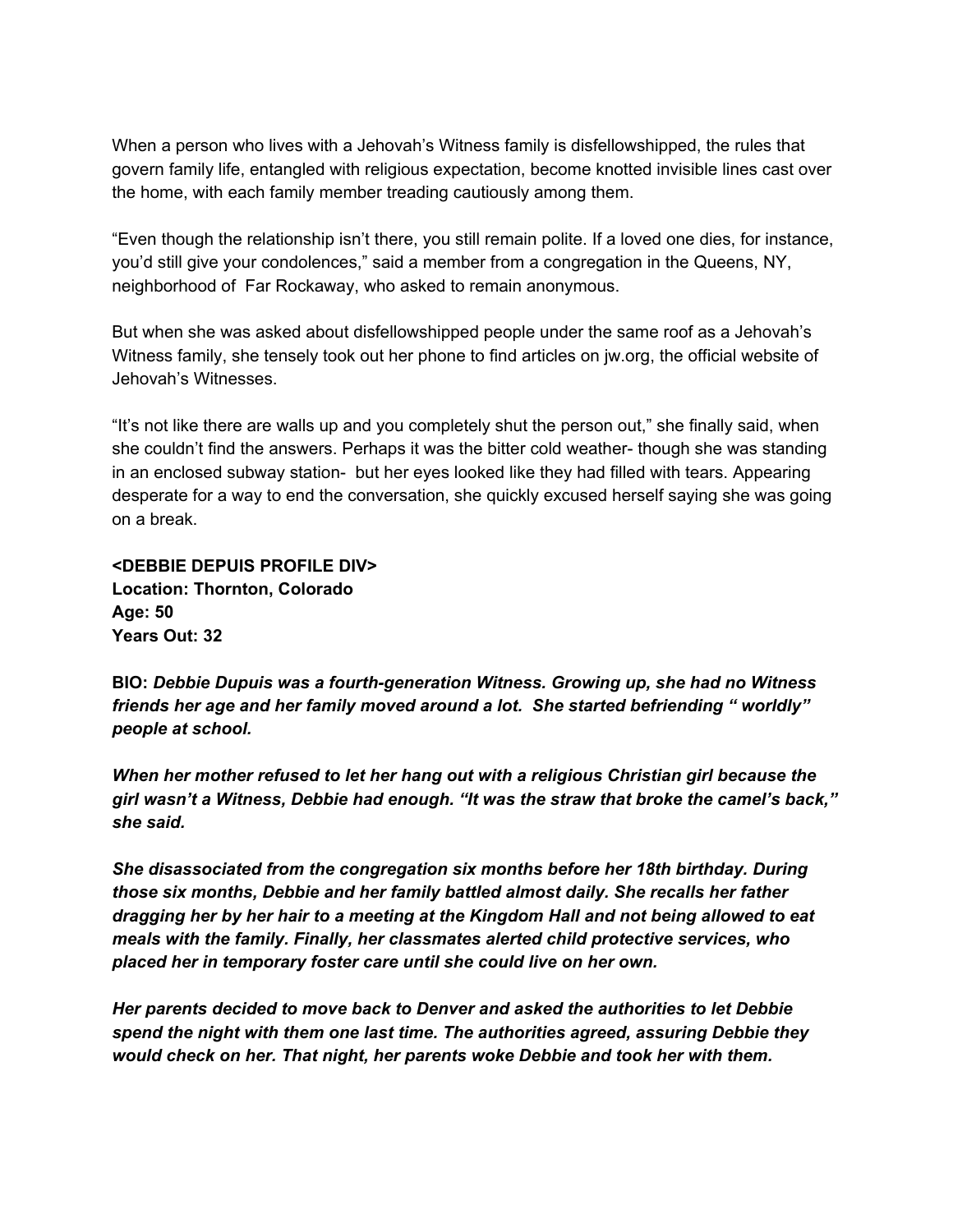When a person who lives with a Jehovah's Witness family is disfellowshipped, the rules that govern family life, entangled with religious expectation, become knotted invisible lines cast over the home, with each family member treading cautiously among them.

"Even though the relationship isn't there, you still remain polite. If a loved one dies, for instance, you'd still give your condolences," said a member from a congregation in the Queens, NY, neighborhood of  Far Rockaway, who asked to remain anonymous.

But when she was asked about disfellowshipped people under the same roof as a Jehovah's Witness family, she tensely took out her phone to find articles on jw.org, the official website of Jehovah's Witnesses.

"It's not like there are walls up and you completely shut the person out," she finally said, when she couldn't find the answers. Perhaps it was the bitter cold weather- though she was standing in an enclosed subway station-  but her eyes looked like they had filled with tears. Appearing desperate for a way to end the conversation, she quickly excused herself saying she was going on a break.

**<DEBBIE DEPUIS PROFILE DIV>**
**Location: Thornton, Colorado**
**Age: 50**
**Years Out: 32**

**BIO:** ***Debbie Dupuis was a fourth-generation Witness. Growing up, she had no Witness friends her age and her family moved around a lot.  She started befriending " worldly" people at school.***

***When her mother refused to let her hang out with a religious Christian girl because the girl wasn't a Witness, Debbie had enough. "It was the straw that broke the camel's back," she said.***

***She disassociated from the congregation six months before her 18th birthday. During those six months, Debbie and her family battled almost daily. She recalls her father dragging her by her hair to a meeting at the Kingdom Hall and not being allowed to eat meals with the family. Finally, her classmates alerted child protective services, who placed her in temporary foster care until she could live on her own.***

***Her parents decided to move back to Denver and asked the authorities to let Debbie spend the night with them one last time. The authorities agreed, assuring Debbie they would check on her. That night, her parents woke Debbie and took her with them.***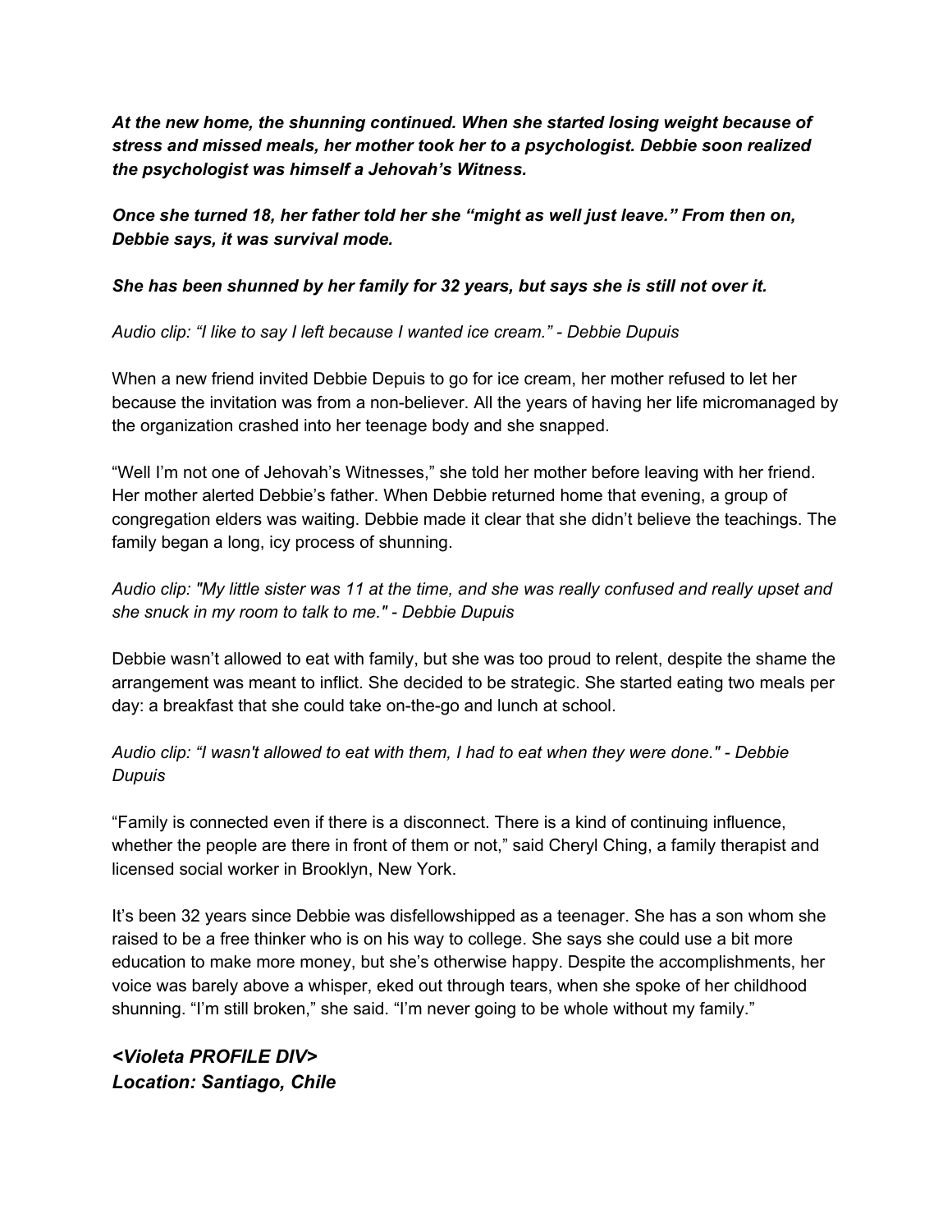***At the new home, the shunning continued. When she started losing weight because of stress and missed meals, her mother took her to a psychologist. Debbie soon realized the psychologist was himself a Jehovah's Witness.***

***Once she turned 18, her father told her she "might as well just leave." From then on, Debbie says, it was survival mode.***

***She has been shunned by her family for 32 years, but says she is still not over it.***

*Audio clip: "I like to say I left because I wanted ice cream." - Debbie Dupuis*

When a new friend invited Debbie Depuis to go for ice cream, her mother refused to let her because the invitation was from a non-believer. All the years of having her life micromanaged by the organization crashed into her teenage body and she snapped.

"Well I'm not one of Jehovah's Witnesses," she told her mother before leaving with her friend. Her mother alerted Debbie's father. When Debbie returned home that evening, a group of congregation elders was waiting. Debbie made it clear that she didn't believe the teachings. The family began a long, icy process of shunning.

*Audio clip: "My little sister was 11 at the time, and she was really confused and really upset and she snuck in my room to talk to me." - Debbie Dupuis*

Debbie wasn't allowed to eat with family, but she was too proud to relent, despite the shame the arrangement was meant to inflict. She decided to be strategic. She started eating two meals per day: a breakfast that she could take on-the-go and lunch at school.

*Audio clip: "I wasn't allowed to eat with them, I had to eat when they were done." - Debbie Dupuis*

"Family is connected even if there is a disconnect. There is a kind of continuing influence, whether the people are there in front of them or not," said Cheryl Ching, a family therapist and licensed social worker in Brooklyn, New York.

It's been 32 years since Debbie was disfellowshipped as a teenager. She has a son whom she raised to be a free thinker who is on his way to college. She says she could use a bit more education to make more money, but she's otherwise happy. Despite the accomplishments, her voice was barely above a whisper, eked out through tears, when she spoke of her childhood shunning. "I'm still broken," she said. "I'm never going to be whole without my family."

***<Violeta PROFILE DIV>***
***Location: Santiago, Chile***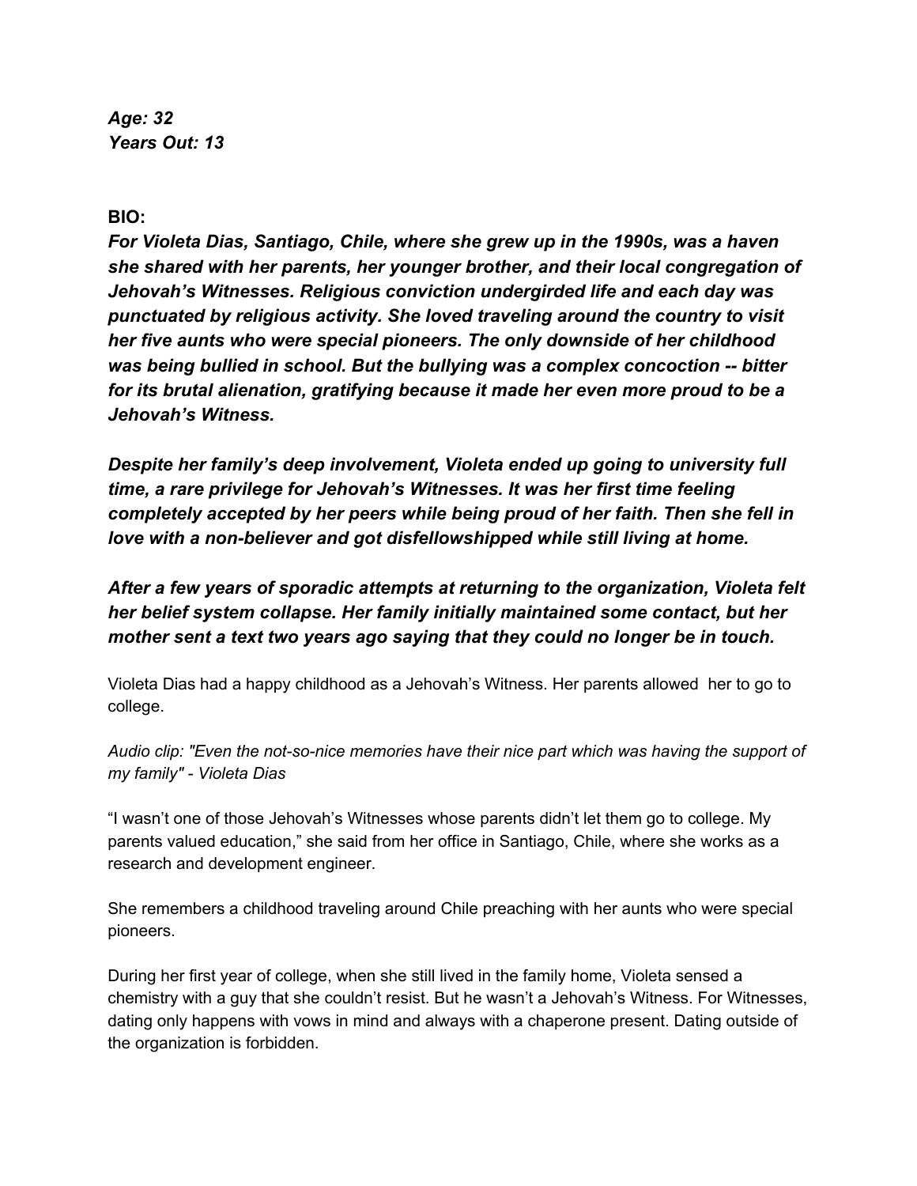***Age: 32***
***Years Out: 13***

**BIO:**

***For Violeta Dias, Santiago, Chile, where she grew up in the 1990s, was a haven she shared with her parents, her younger brother, and their local congregation of Jehovah's Witnesses. Religious conviction undergirded life and each day was punctuated by religious activity. She loved traveling around the country to visit her five aunts who were special pioneers. The only downside of her childhood was being bullied in school. But the bullying was a complex concoction -- bitter for its brutal alienation, gratifying because it made her even more proud to be a Jehovah's Witness.***

***Despite her family's deep involvement, Violeta ended up going to university full time, a rare privilege for Jehovah's Witnesses. It was her first time feeling completely accepted by her peers while being proud of her faith. Then she fell in love with a non-believer and got disfellowshipped while still living at home.***

***After a few years of sporadic attempts at returning to the organization, Violeta felt her belief system collapse. Her family initially maintained some contact, but her mother sent a text two years ago saying that they could no longer be in touch.***

Violeta Dias had a happy childhood as a Jehovah's Witness. Her parents allowed her to go to college.

*Audio clip: "Even the not-so-nice memories have their nice part which was having the support of my family" - Violeta Dias*

"I wasn't one of those Jehovah's Witnesses whose parents didn't let them go to college. My parents valued education," she said from her office in Santiago, Chile, where she works as a research and development engineer.

She remembers a childhood traveling around Chile preaching with her aunts who were special pioneers.

During her first year of college, when she still lived in the family home, Violeta sensed a chemistry with a guy that she couldn't resist. But he wasn't a Jehovah's Witness. For Witnesses, dating only happens with vows in mind and always with a chaperone present. Dating outside of the organization is forbidden.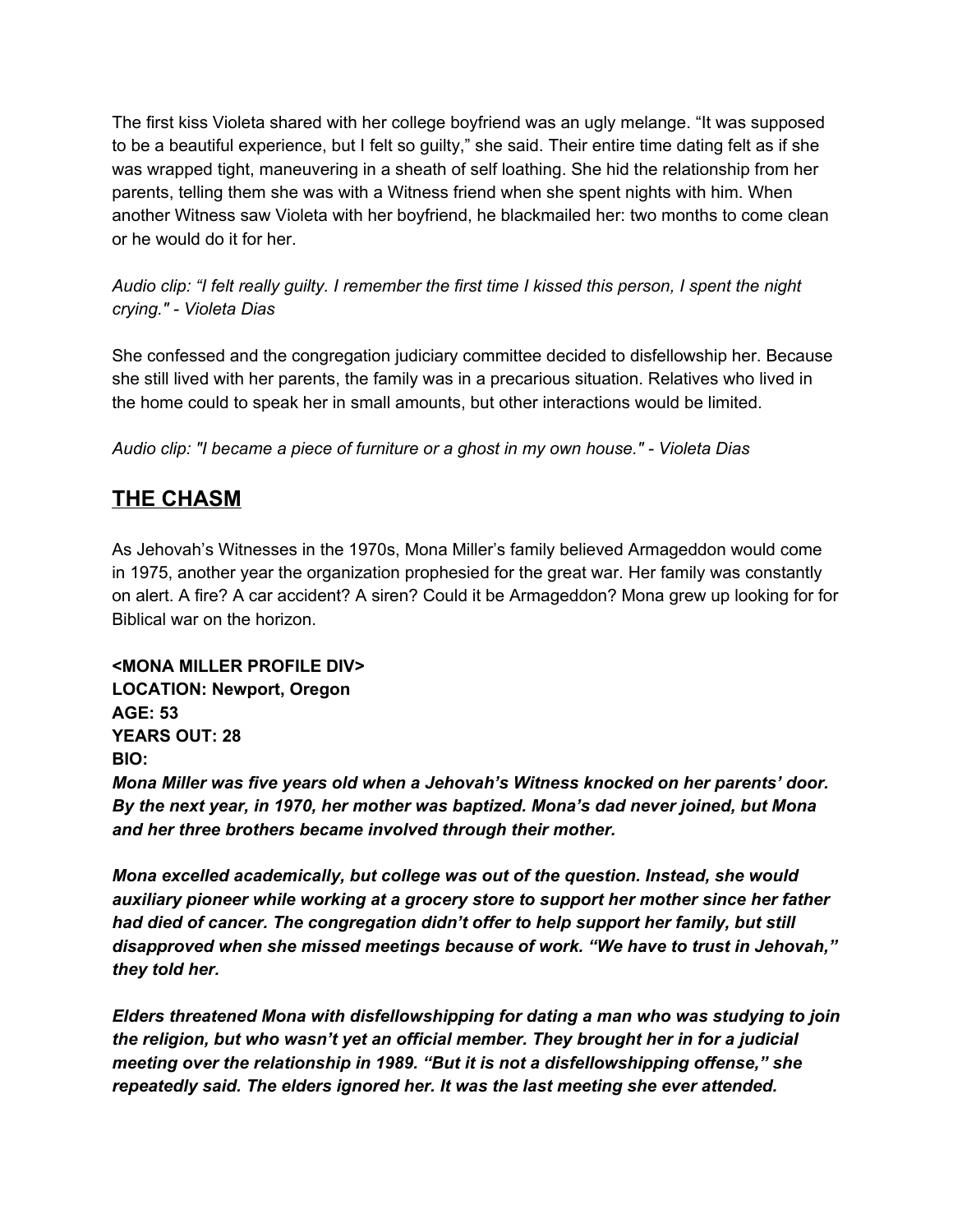The first kiss Violeta shared with her college boyfriend was an ugly melange. "It was supposed to be a beautiful experience, but I felt so guilty," she said. Their entire time dating felt as if she was wrapped tight, maneuvering in a sheath of self loathing. She hid the relationship from her parents, telling them she was with a Witness friend when she spent nights with him. When another Witness saw Violeta with her boyfriend, he blackmailed her: two months to come clean or he would do it for her.

*Audio clip: "I felt really guilty. I remember the first time I kissed this person, I spent the night crying." - Violeta Dias*

She confessed and the congregation judiciary committee decided to disfellowship her. Because she still lived with her parents, the family was in a precarious situation. Relatives who lived in the home could to speak her in small amounts, but other interactions would be limited.

*Audio clip: "I became a piece of furniture or a ghost in my own house." - Violeta Dias*

## THE CHASM

As Jehovah's Witnesses in the 1970s, Mona Miller's family believed Armageddon would come in 1975, another year the organization prophesied for the great war. Her family was constantly on alert. A fire? A car accident? A siren? Could it be Armageddon? Mona grew up looking for for Biblical war on the horizon.

**<MONA MILLER PROFILE DIV>**
**LOCATION: Newport, Oregon**
**AGE: 53**
**YEARS OUT: 28**
**BIO:**

***Mona Miller was five years old when a Jehovah's Witness knocked on her parents' door. By the next year, in 1970, her mother was baptized. Mona's dad never joined, but Mona and her three brothers became involved through their mother.***

***Mona excelled academically, but college was out of the question. Instead, she would auxiliary pioneer while working at a grocery store to support her mother since her father had died of cancer. The congregation didn't offer to help support her family, but still disapproved when she missed meetings because of work. "We have to trust in Jehovah," they told her.***

***Elders threatened Mona with disfellowshipping for dating a man who was studying to join the religion, but who wasn't yet an official member. They brought her in for a judicial meeting over the relationship in 1989. "But it is not a disfellowshipping offense," she repeatedly said. The elders ignored her. It was the last meeting she ever attended.***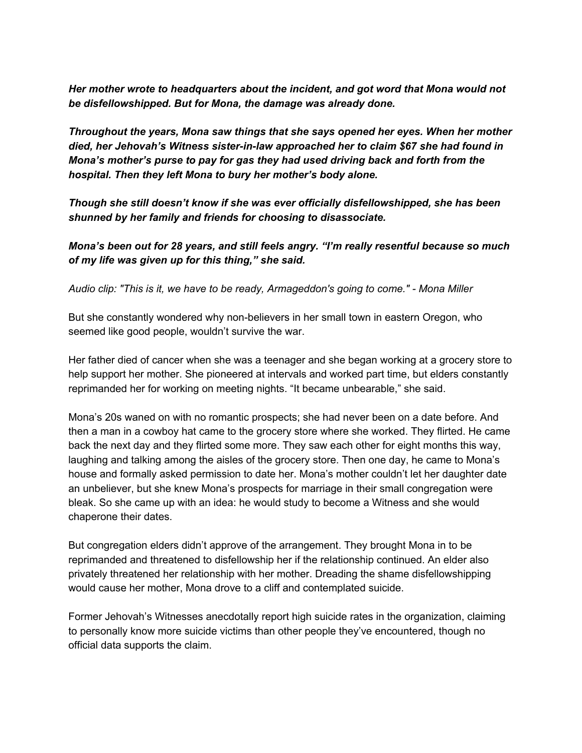***Her mother wrote to headquarters about the incident, and got word that Mona would not be disfellowshipped. But for Mona, the damage was already done.***

***Throughout the years, Mona saw things that she says opened her eyes. When her mother died, her Jehovah's Witness sister-in-law approached her to claim $67 she had found in Mona's mother's purse to pay for gas they had used driving back and forth from the hospital. Then they left Mona to bury her mother's body alone.***

***Though she still doesn't know if she was ever officially disfellowshipped, she has been shunned by her family and friends for choosing to disassociate.***

***Mona's been out for 28 years, and still feels angry. "I'm really resentful because so much of my life was given up for this thing," she said.***

*Audio clip: "This is it, we have to be ready, Armageddon's going to come." - Mona Miller*

But she constantly wondered why non-believers in her small town in eastern Oregon, who seemed like good people, wouldn't survive the war.

Her father died of cancer when she was a teenager and she began working at a grocery store to help support her mother. She pioneered at intervals and worked part time, but elders constantly reprimanded her for working on meeting nights. "It became unbearable," she said.

Mona's 20s waned on with no romantic prospects; she had never been on a date before. And then a man in a cowboy hat came to the grocery store where she worked. They flirted. He came back the next day and they flirted some more. They saw each other for eight months this way, laughing and talking among the aisles of the grocery store. Then one day, he came to Mona's house and formally asked permission to date her. Mona's mother couldn't let her daughter date an unbeliever, but she knew Mona's prospects for marriage in their small congregation were bleak. So she came up with an idea: he would study to become a Witness and she would chaperone their dates.

But congregation elders didn't approve of the arrangement. They brought Mona in to be reprimanded and threatened to disfellowship her if the relationship continued. An elder also privately threatened her relationship with her mother. Dreading the shame disfellowshipping would cause her mother, Mona drove to a cliff and contemplated suicide.

Former Jehovah's Witnesses anecdotally report high suicide rates in the organization, claiming to personally know more suicide victims than other people they've encountered, though no official data supports the claim.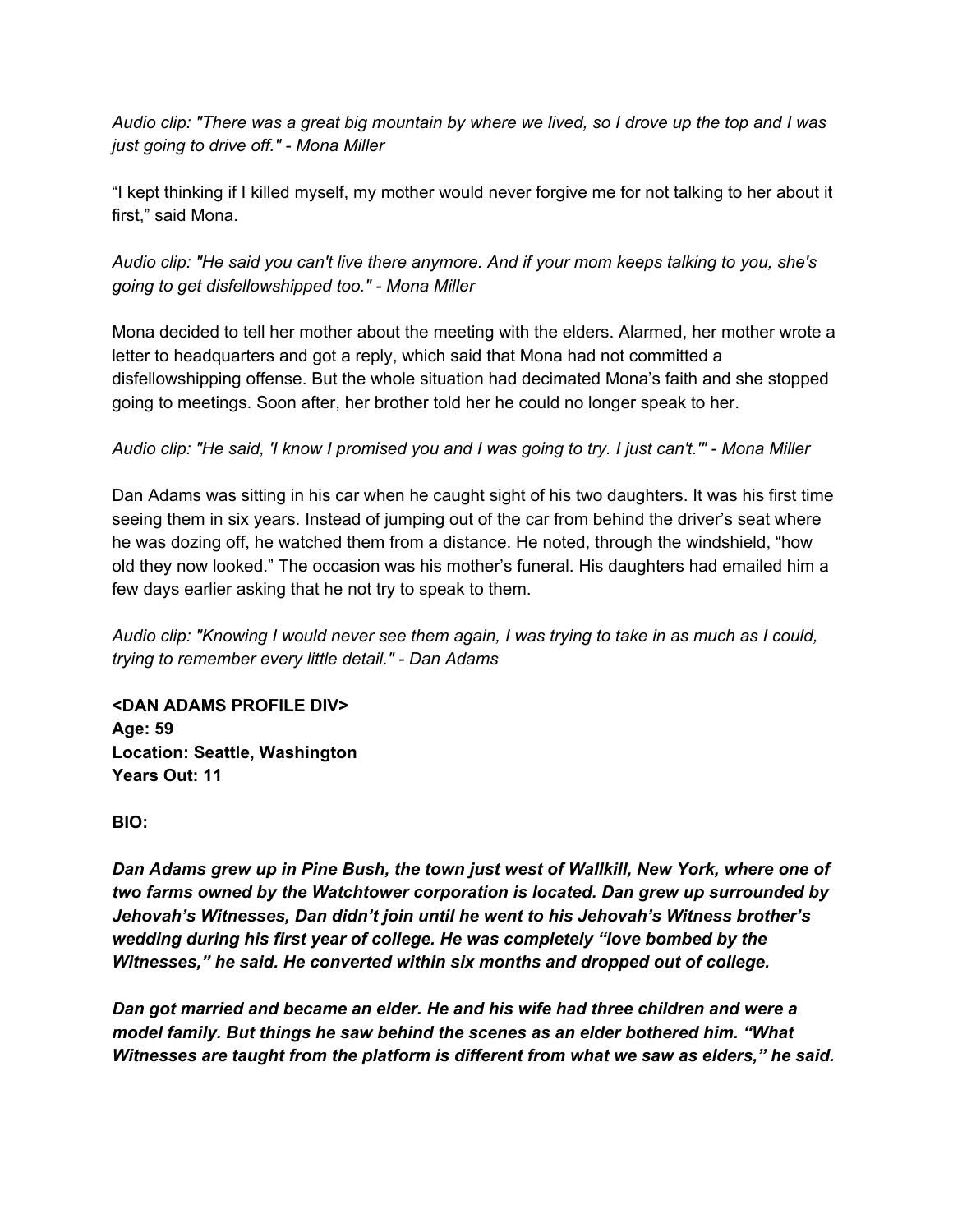*Audio clip: "There was a great big mountain by where we lived, so I drove up the top and I was just going to drive off." - Mona Miller*

“I kept thinking if I killed myself, my mother would never forgive me for not talking to her about it first,” said Mona.

*Audio clip: "He said you can't live there anymore. And if your mom keeps talking to you, she's going to get disfellowshipped too." - Mona Miller*

Mona decided to tell her mother about the meeting with the elders. Alarmed, her mother wrote a letter to headquarters and got a reply, which said that Mona had not committed a disfellowshipping offense. But the whole situation had decimated Mona’s faith and she stopped going to meetings. Soon after, her brother told her he could no longer speak to her.

*Audio clip: "He said, 'I know I promised you and I was going to try. I just can't.'" - Mona Miller*

Dan Adams was sitting in his car when he caught sight of his two daughters. It was his first time seeing them in six years. Instead of jumping out of the car from behind the driver’s seat where he was dozing off, he watched them from a distance. He noted, through the windshield, “how old they now looked.” The occasion was his mother’s funeral. His daughters had emailed him a few days earlier asking that he not try to speak to them.

*Audio clip: "Knowing I would never see them again, I was trying to take in as much as I could, trying to remember every little detail." - Dan Adams*

**<DAN ADAMS PROFILE DIV>**
**Age: 59**
**Location: Seattle, Washington**
**Years Out: 11**

**BIO:**

***Dan Adams grew up in Pine Bush, the town just west of Wallkill, New York, where one of two farms owned by the Watchtower corporation is located. Dan grew up surrounded by Jehovah’s Witnesses, Dan didn’t join until he went to his Jehovah’s Witness brother’s wedding during his first year of college. He was completely “love bombed by the Witnesses,” he said. He converted within six months and dropped out of college.***

***Dan got married and became an elder. He and his wife had three children and were a model family. But things he saw behind the scenes as an elder bothered him. “What Witnesses are taught from the platform is different from what we saw as elders,” he said.***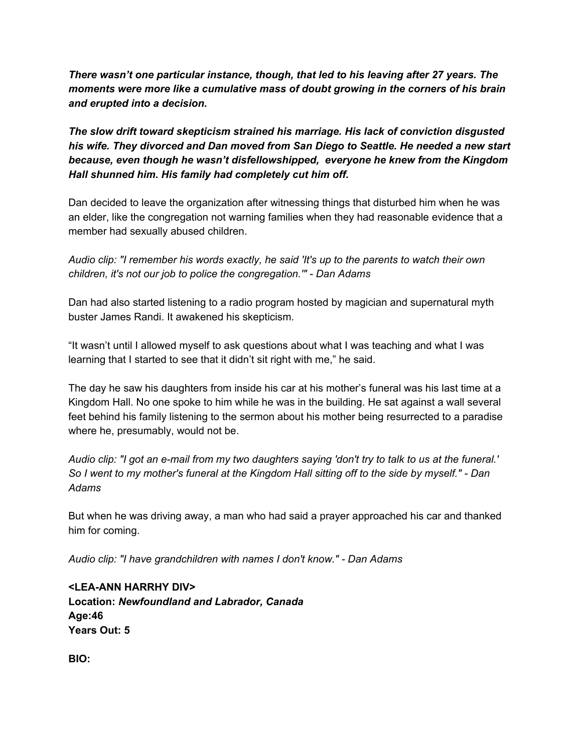***There wasn't one particular instance, though, that led to his leaving after 27 years. The moments were more like a cumulative mass of doubt growing in the corners of his brain and erupted into a decision.***

***The slow drift toward skepticism strained his marriage. His lack of conviction disgusted his wife. They divorced and Dan moved from San Diego to Seattle. He needed a new start because, even though he wasn't disfellowshipped, everyone he knew from the Kingdom Hall shunned him. His family had completely cut him off.***

Dan decided to leave the organization after witnessing things that disturbed him when he was an elder, like the congregation not warning families when they had reasonable evidence that a member had sexually abused children.

*Audio clip: "I remember his words exactly, he said 'It's up to the parents to watch their own children, it's not our job to police the congregation.'" - Dan Adams*

Dan had also started listening to a radio program hosted by magician and supernatural myth buster James Randi. It awakened his skepticism.

"It wasn't until I allowed myself to ask questions about what I was teaching and what I was learning that I started to see that it didn't sit right with me," he said.

The day he saw his daughters from inside his car at his mother's funeral was his last time at a Kingdom Hall. No one spoke to him while he was in the building. He sat against a wall several feet behind his family listening to the sermon about his mother being resurrected to a paradise where he, presumably, would not be.

*Audio clip: "I got an e-mail from my two daughters saying 'don't try to talk to us at the funeral.' So I went to my mother's funeral at the Kingdom Hall sitting off to the side by myself." - Dan Adams*

But when he was driving away, a man who had said a prayer approached his car and thanked him for coming.

*Audio clip: "I have grandchildren with names I don't know." - Dan Adams*

**<LEA-ANN HARRHY DIV>**
**Location:** ***Newfoundland and Labrador, Canada***
**Age:46**
**Years Out: 5**

**BIO:**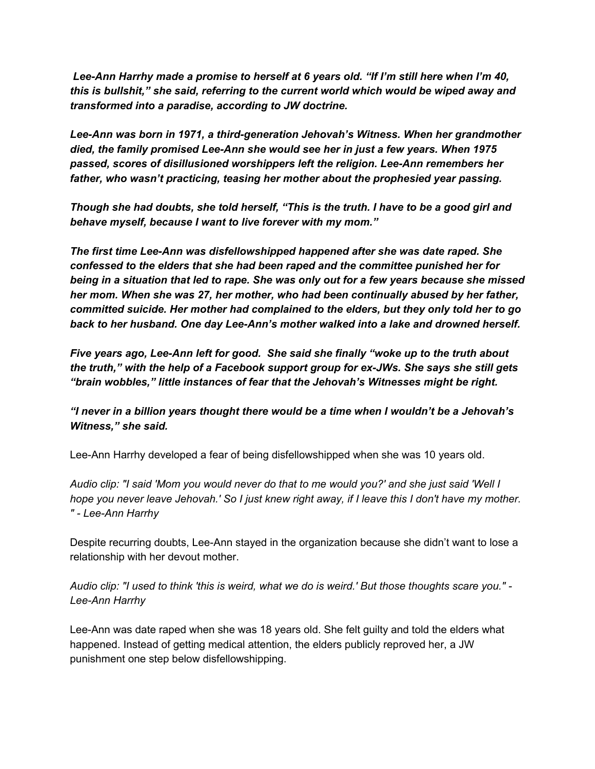***Lee-Ann Harrhy made a promise to herself at 6 years old. "If I'm still here when I'm 40, this is bullshit," she said, referring to the current world which would be wiped away and transformed into a paradise, according to JW doctrine.***

***Lee-Ann was born in 1971, a third-generation Jehovah's Witness. When her grandmother died, the family promised Lee-Ann she would see her in just a few years. When 1975 passed, scores of disillusioned worshippers left the religion. Lee-Ann remembers her father, who wasn't practicing, teasing her mother about the prophesied year passing.***

***Though she had doubts, she told herself, "This is the truth. I have to be a good girl and behave myself, because I want to live forever with my mom."***

***The first time Lee-Ann was disfellowshipped happened after she was date raped. She confessed to the elders that she had been raped and the committee punished her for being in a situation that led to rape. She was only out for a few years because she missed her mom. When she was 27, her mother, who had been continually abused by her father, committed suicide. Her mother had complained to the elders, but they only told her to go back to her husband. One day Lee-Ann's mother walked into a lake and drowned herself.***

***Five years ago, Lee-Ann left for good. She said she finally "woke up to the truth about the truth," with the help of a Facebook support group for ex-JWs. She says she still gets "brain wobbles," little instances of fear that the Jehovah's Witnesses might be right.***

***"I never in a billion years thought there would be a time when I wouldn't be a Jehovah's Witness," she said.***

Lee-Ann Harrhy developed a fear of being disfellowshipped when she was 10 years old.

*Audio clip: "I said 'Mom you would never do that to me would you?' and she just said 'Well I hope you never leave Jehovah.' So I just knew right away, if I leave this I don't have my mother." - Lee-Ann Harrhy*

Despite recurring doubts, Lee-Ann stayed in the organization because she didn't want to lose a relationship with her devout mother.

*Audio clip: "I used to think 'this is weird, what we do is weird.' But those thoughts scare you." - Lee-Ann Harrhy*

Lee-Ann was date raped when she was 18 years old. She felt guilty and told the elders what happened. Instead of getting medical attention, the elders publicly reproved her, a JW punishment one step below disfellowshipping.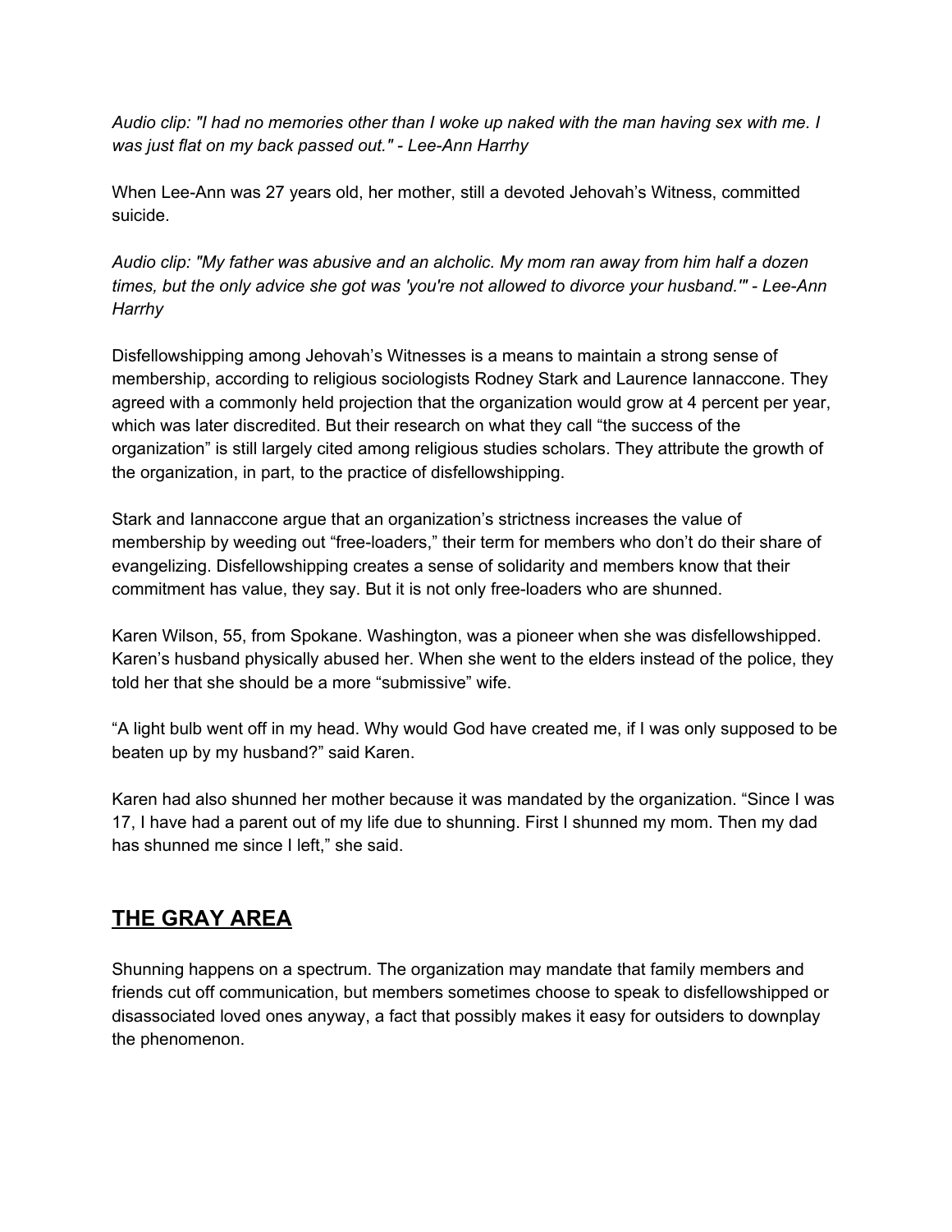*Audio clip: "I had no memories other than I woke up naked with the man having sex with me. I was just flat on my back passed out." - Lee-Ann Harrhy*

When Lee-Ann was 27 years old, her mother, still a devoted Jehovah's Witness, committed suicide.

*Audio clip: "My father was abusive and an alcholic. My mom ran away from him half a dozen times, but the only advice she got was 'you're not allowed to divorce your husband.'" - Lee-Ann Harrhy*

Disfellowshipping among Jehovah's Witnesses is a means to maintain a strong sense of membership, according to religious sociologists Rodney Stark and Laurence Iannaccone. They agreed with a commonly held projection that the organization would grow at 4 percent per year, which was later discredited. But their research on what they call "the success of the organization" is still largely cited among religious studies scholars. They attribute the growth of the organization, in part, to the practice of disfellowshipping.

Stark and Iannaccone argue that an organization's strictness increases the value of membership by weeding out "free-loaders," their term for members who don't do their share of evangelizing. Disfellowshipping creates a sense of solidarity and members know that their commitment has value, they say. But it is not only free-loaders who are shunned.

Karen Wilson, 55, from Spokane. Washington, was a pioneer when she was disfellowshipped. Karen's husband physically abused her. When she went to the elders instead of the police, they told her that she should be a more "submissive" wife.

"A light bulb went off in my head. Why would God have created me, if I was only supposed to be beaten up by my husband?" said Karen.

Karen had also shunned her mother because it was mandated by the organization. "Since I was 17, I have had a parent out of my life due to shunning. First I shunned my mom. Then my dad has shunned me since I left," she said.

## THE GRAY AREA

Shunning happens on a spectrum. The organization may mandate that family members and friends cut off communication, but members sometimes choose to speak to disfellowshipped or disassociated loved ones anyway, a fact that possibly makes it easy for outsiders to downplay the phenomenon.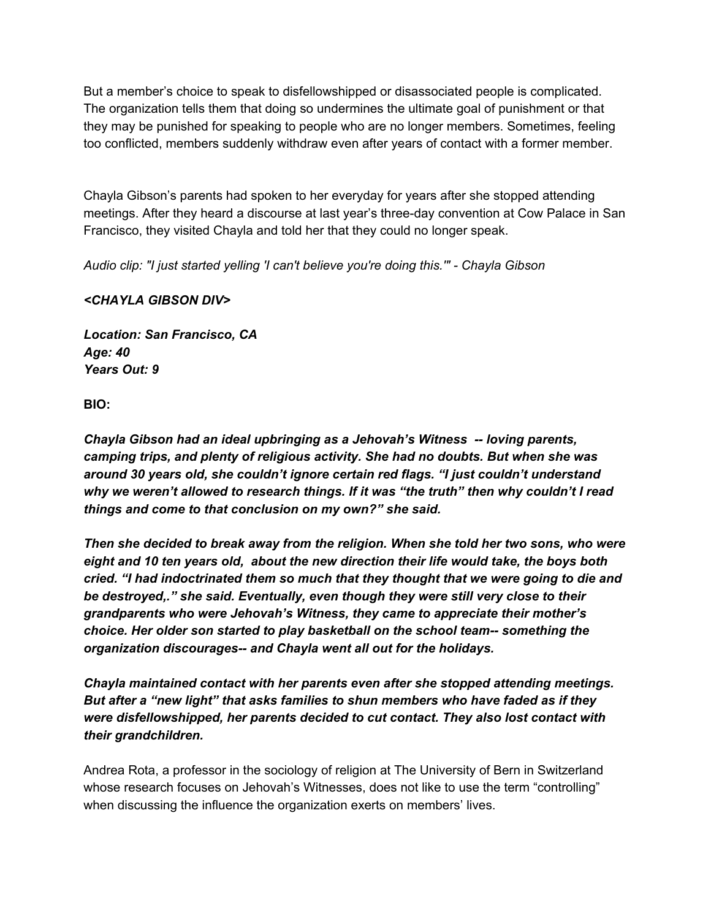But a member's choice to speak to disfellowshipped or disassociated people is complicated. The organization tells them that doing so undermines the ultimate goal of punishment or that they may be punished for speaking to people who are no longer members. Sometimes, feeling too conflicted, members suddenly withdraw even after years of contact with a former member.

Chayla Gibson's parents had spoken to her everyday for years after she stopped attending meetings. After they heard a discourse at last year's three-day convention at Cow Palace in San Francisco, they visited Chayla and told her that they could no longer speak.

*Audio clip: "I just started yelling 'I can't believe you're doing this.'" - Chayla Gibson*

***<CHAYLA GIBSON DIV>***

***Location: San Francisco, CA***
***Age: 40***
***Years Out: 9***

**BIO:**

***Chayla Gibson had an ideal upbringing as a Jehovah's Witness -- loving parents, camping trips, and plenty of religious activity. She had no doubts. But when she was around 30 years old, she couldn't ignore certain red flags. "I just couldn't understand why we weren't allowed to research things. If it was "the truth" then why couldn't I read things and come to that conclusion on my own?" she said.***

***Then she decided to break away from the religion. When she told her two sons, who were eight and 10 ten years old, about the new direction their life would take, the boys both cried. "I had indoctrinated them so much that they thought that we were going to die and be destroyed,." she said. Eventually, even though they were still very close to their grandparents who were Jehovah's Witness, they came to appreciate their mother's choice. Her older son started to play basketball on the school team-- something the organization discourages-- and Chayla went all out for the holidays.***

***Chayla maintained contact with her parents even after she stopped attending meetings. But after a "new light" that asks families to shun members who have faded as if they were disfellowshipped, her parents decided to cut contact. They also lost contact with their grandchildren.***

Andrea Rota, a professor in the sociology of religion at The University of Bern in Switzerland whose research focuses on Jehovah's Witnesses, does not like to use the term "controlling" when discussing the influence the organization exerts on members' lives.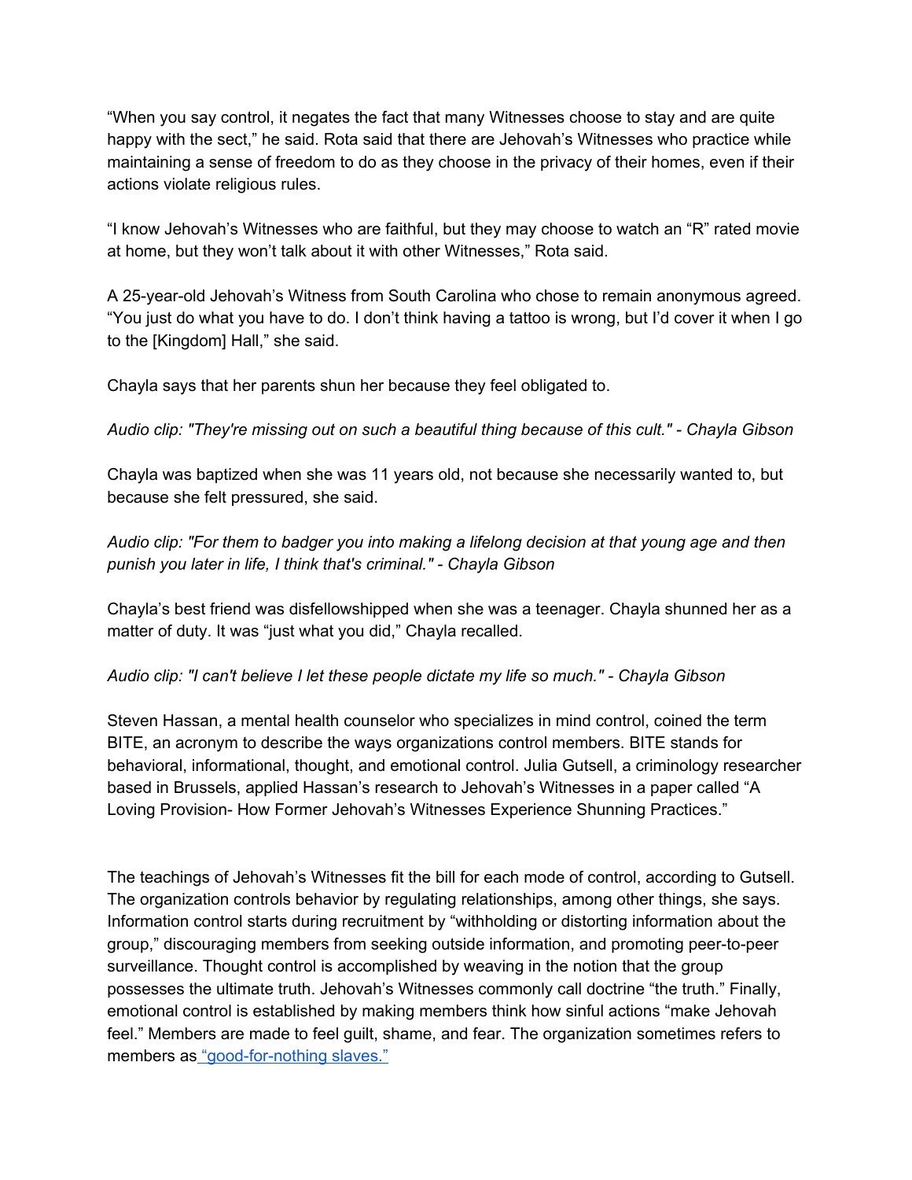"When you say control, it negates the fact that many Witnesses choose to stay and are quite happy with the sect," he said. Rota said that there are Jehovah's Witnesses who practice while maintaining a sense of freedom to do as they choose in the privacy of their homes, even if their actions violate religious rules.

"I know Jehovah's Witnesses who are faithful, but they may choose to watch an "R" rated movie at home, but they won't talk about it with other Witnesses," Rota said.

A 25-year-old Jehovah's Witness from South Carolina who chose to remain anonymous agreed. "You just do what you have to do. I don't think having a tattoo is wrong, but I'd cover it when I go to the [Kingdom] Hall," she said.

Chayla says that her parents shun her because they feel obligated to.

*Audio clip: "They're missing out on such a beautiful thing because of this cult." - Chayla Gibson*

Chayla was baptized when she was 11 years old, not because she necessarily wanted to, but because she felt pressured, she said.

*Audio clip: "For them to badger you into making a lifelong decision at that young age and then punish you later in life, I think that's criminal." - Chayla Gibson*

Chayla's best friend was disfellowshipped when she was a teenager. Chayla shunned her as a matter of duty. It was "just what you did," Chayla recalled.

*Audio clip: "I can't believe I let these people dictate my life so much." - Chayla Gibson*

Steven Hassan, a mental health counselor who specializes in mind control, coined the term BITE, an acronym to describe the ways organizations control members. BITE stands for behavioral, informational, thought, and emotional control. Julia Gutsell, a criminology researcher based in Brussels, applied Hassan's research to Jehovah's Witnesses in a paper called "A Loving Provision- How Former Jehovah's Witnesses Experience Shunning Practices."

The teachings of Jehovah's Witnesses fit the bill for each mode of control, according to Gutsell. The organization controls behavior by regulating relationships, among other things, she says. Information control starts during recruitment by "withholding or distorting information about the group," discouraging members from seeking outside information, and promoting peer-to-peer surveillance. Thought control is accomplished by weaving in the notion that the group possesses the ultimate truth. Jehovah's Witnesses commonly call doctrine "the truth." Finally, emotional control is established by making members think how sinful actions "make Jehovah feel." Members are made to feel guilt, shame, and fear. The organization sometimes refers to members as "good-for-nothing slaves."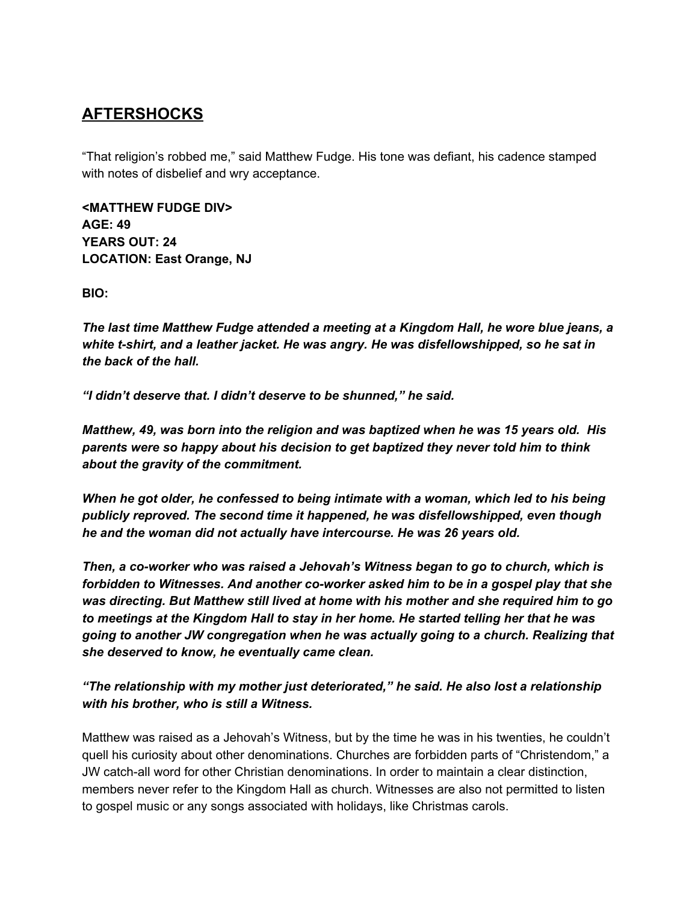## AFTERSHOCKS

"That religion's robbed me," said Matthew Fudge. His tone was defiant, his cadence stamped with notes of disbelief and wry acceptance.

**<MATTHEW FUDGE DIV>**
**AGE: 49**
**YEARS OUT: 24**
**LOCATION: East Orange, NJ**

**BIO:**

***The last time Matthew Fudge attended a meeting at a Kingdom Hall, he wore blue jeans, a white t-shirt, and a leather jacket. He was angry. He was disfellowshipped, so he sat in the back of the hall.***

***"I didn't deserve that. I didn't deserve to be shunned," he said.***

***Matthew, 49, was born into the religion and was baptized when he was 15 years old. His parents were so happy about his decision to get baptized they never told him to think about the gravity of the commitment.***

***When he got older, he confessed to being intimate with a woman, which led to his being publicly reproved. The second time it happened, he was disfellowshipped, even though he and the woman did not actually have intercourse. He was 26 years old.***

***Then, a co-worker who was raised a Jehovah's Witness began to go to church, which is forbidden to Witnesses. And another co-worker asked him to be in a gospel play that she was directing. But Matthew still lived at home with his mother and she required him to go to meetings at the Kingdom Hall to stay in her home. He started telling her that he was going to another JW congregation when he was actually going to a church. Realizing that she deserved to know, he eventually came clean.***

***"The relationship with my mother just deteriorated," he said. He also lost a relationship with his brother, who is still a Witness.***

Matthew was raised as a Jehovah's Witness, but by the time he was in his twenties, he couldn't quell his curiosity about other denominations. Churches are forbidden parts of "Christendom," a JW catch-all word for other Christian denominations. In order to maintain a clear distinction, members never refer to the Kingdom Hall as church. Witnesses are also not permitted to listen to gospel music or any songs associated with holidays, like Christmas carols.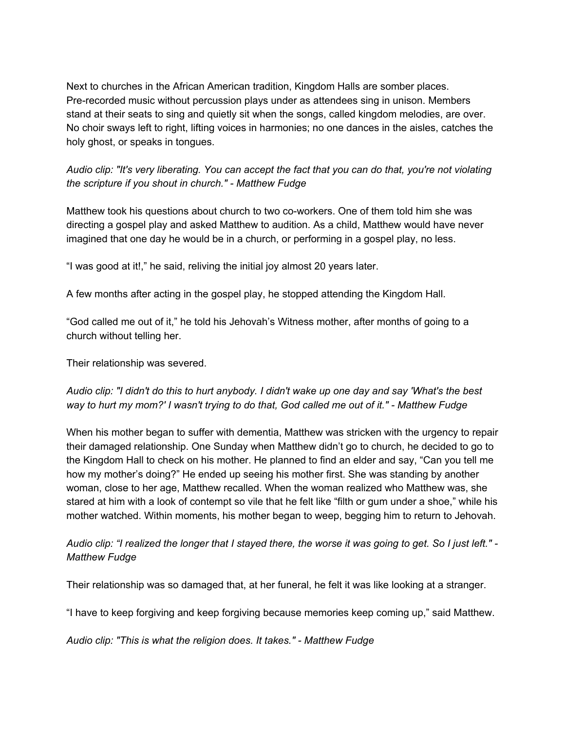Next to churches in the African American tradition, Kingdom Halls are somber places. Pre-recorded music without percussion plays under as attendees sing in unison. Members stand at their seats to sing and quietly sit when the songs, called kingdom melodies, are over. No choir sways left to right, lifting voices in harmonies; no one dances in the aisles, catches the holy ghost, or speaks in tongues.

*Audio clip: "It's very liberating. You can accept the fact that you can do that, you're not violating the scripture if you shout in church." - Matthew Fudge*

Matthew took his questions about church to two co-workers. One of them told him she was directing a gospel play and asked Matthew to audition. As a child, Matthew would have never imagined that one day he would be in a church, or performing in a gospel play, no less.

"I was good at it!," he said, reliving the initial joy almost 20 years later.

A few months after acting in the gospel play, he stopped attending the Kingdom Hall.

"God called me out of it," he told his Jehovah's Witness mother, after months of going to a church without telling her.

Their relationship was severed.

*Audio clip: "I didn't do this to hurt anybody. I didn't wake up one day and say 'What's the best way to hurt my mom?' I wasn't trying to do that, God called me out of it." - Matthew Fudge*

When his mother began to suffer with dementia, Matthew was stricken with the urgency to repair their damaged relationship. One Sunday when Matthew didn't go to church, he decided to go to the Kingdom Hall to check on his mother. He planned to find an elder and say, "Can you tell me how my mother's doing?" He ended up seeing his mother first. She was standing by another woman, close to her age, Matthew recalled. When the woman realized who Matthew was, she stared at him with a look of contempt so vile that he felt like "filth or gum under a shoe," while his mother watched. Within moments, his mother began to weep, begging him to return to Jehovah.

*Audio clip: "I realized the longer that I stayed there, the worse it was going to get. So I just left." - Matthew Fudge*

Their relationship was so damaged that, at her funeral, he felt it was like looking at a stranger.

"I have to keep forgiving and keep forgiving because memories keep coming up," said Matthew.

*Audio clip: "This is what the religion does. It takes." - Matthew Fudge*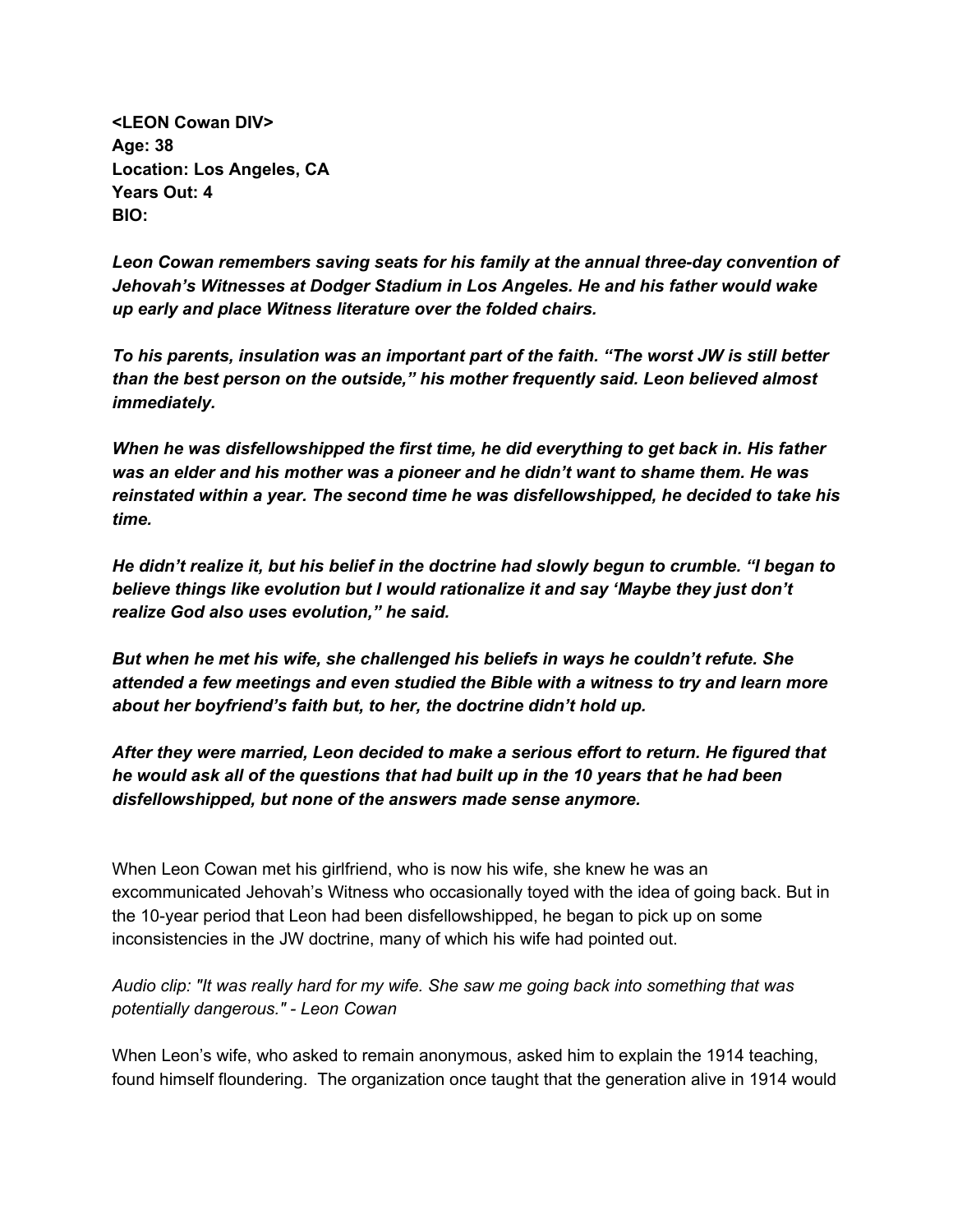**<LEON Cowan DIV>**
**Age: 38**
**Location: Los Angeles, CA**
**Years Out: 4**
**BIO:**

***Leon Cowan remembers saving seats for his family at the annual three-day convention of Jehovah's Witnesses at Dodger Stadium in Los Angeles. He and his father would wake up early and place Witness literature over the folded chairs.***

***To his parents, insulation was an important part of the faith. "The worst JW is still better than the best person on the outside," his mother frequently said. Leon believed almost immediately.***

***When he was disfellowshipped the first time, he did everything to get back in. His father was an elder and his mother was a pioneer and he didn't want to shame them. He was reinstated within a year. The second time he was disfellowshipped, he decided to take his time.***

***He didn't realize it, but his belief in the doctrine had slowly begun to crumble. "I began to believe things like evolution but I would rationalize it and say 'Maybe they just don't realize God also uses evolution," he said.***

***But when he met his wife, she challenged his beliefs in ways he couldn't refute. She attended a few meetings and even studied the Bible with a witness to try and learn more about her boyfriend's faith but, to her, the doctrine didn't hold up.***

***After they were married, Leon decided to make a serious effort to return. He figured that he would ask all of the questions that had built up in the 10 years that he had been disfellowshipped, but none of the answers made sense anymore.***

When Leon Cowan met his girlfriend, who is now his wife, she knew he was an excommunicated Jehovah's Witness who occasionally toyed with the idea of going back. But in the 10-year period that Leon had been disfellowshipped, he began to pick up on some inconsistencies in the JW doctrine, many of which his wife had pointed out.

*Audio clip: "It was really hard for my wife. She saw me going back into something that was potentially dangerous." - Leon Cowan*

When Leon's wife, who asked to remain anonymous, asked him to explain the 1914 teaching, found himself floundering. The organization once taught that the generation alive in 1914 would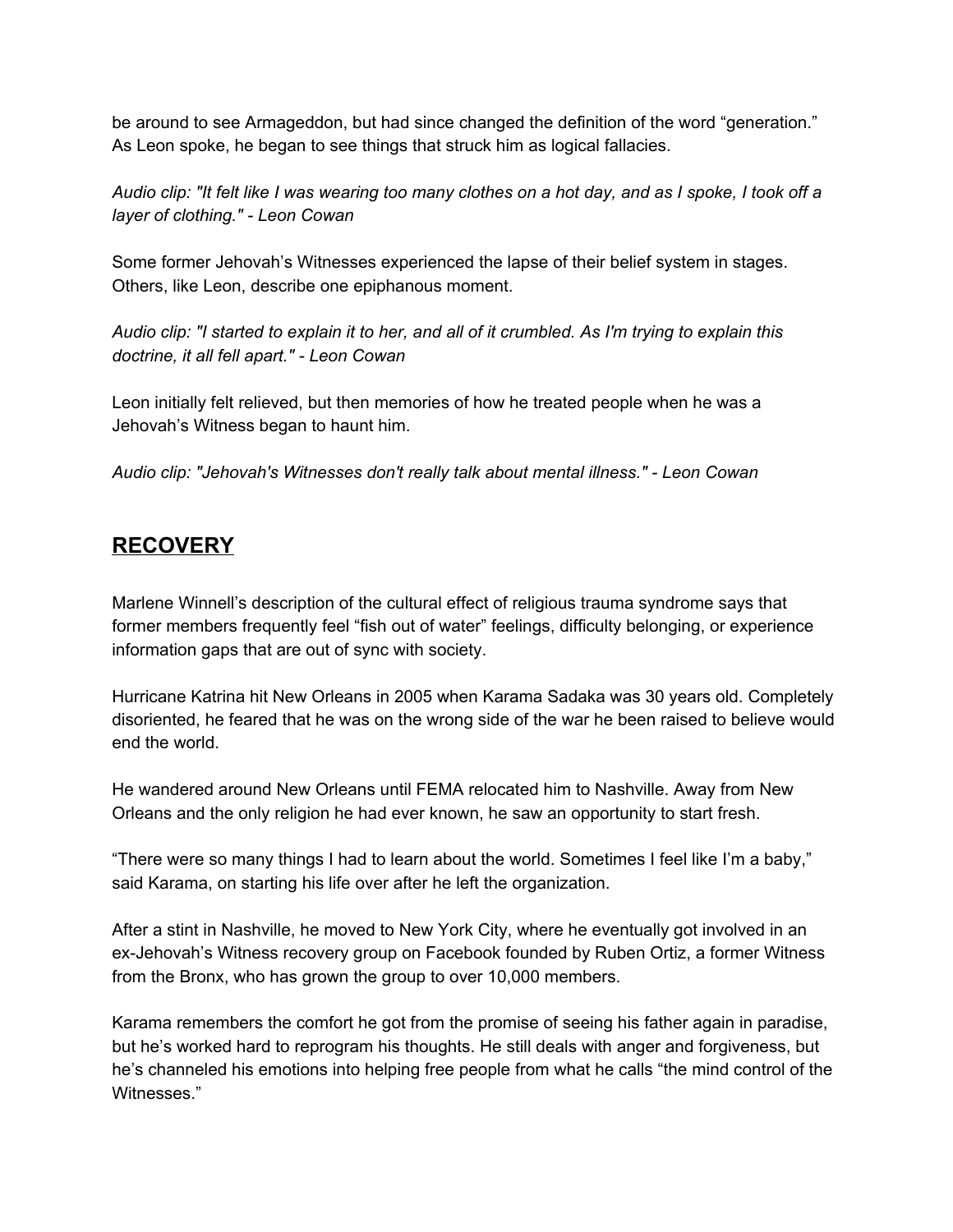be around to see Armageddon, but had since changed the definition of the word "generation." As Leon spoke, he began to see things that struck him as logical fallacies.

*Audio clip: "It felt like I was wearing too many clothes on a hot day, and as I spoke, I took off a layer of clothing." - Leon Cowan*

Some former Jehovah's Witnesses experienced the lapse of their belief system in stages. Others, like Leon, describe one epiphanous moment.

*Audio clip: "I started to explain it to her, and all of it crumbled. As I'm trying to explain this doctrine, it all fell apart." - Leon Cowan*

Leon initially felt relieved, but then memories of how he treated people when he was a Jehovah's Witness began to haunt him.

*Audio clip: "Jehovah's Witnesses don't really talk about mental illness." - Leon Cowan*

## **RECOVERY**

Marlene Winnell's description of the cultural effect of religious trauma syndrome says that former members frequently feel "fish out of water" feelings, difficulty belonging, or experience information gaps that are out of sync with society.

Hurricane Katrina hit New Orleans in 2005 when Karama Sadaka was 30 years old. Completely disoriented, he feared that he was on the wrong side of the war he been raised to believe would end the world.

He wandered around New Orleans until FEMA relocated him to Nashville. Away from New Orleans and the only religion he had ever known, he saw an opportunity to start fresh.

"There were so many things I had to learn about the world. Sometimes I feel like I'm a baby," said Karama, on starting his life over after he left the organization.

After a stint in Nashville, he moved to New York City, where he eventually got involved in an ex-Jehovah's Witness recovery group on Facebook founded by Ruben Ortiz, a former Witness from the Bronx, who has grown the group to over 10,000 members.

Karama remembers the comfort he got from the promise of seeing his father again in paradise, but he's worked hard to reprogram his thoughts. He still deals with anger and forgiveness, but he's channeled his emotions into helping free people from what he calls "the mind control of the Witnesses."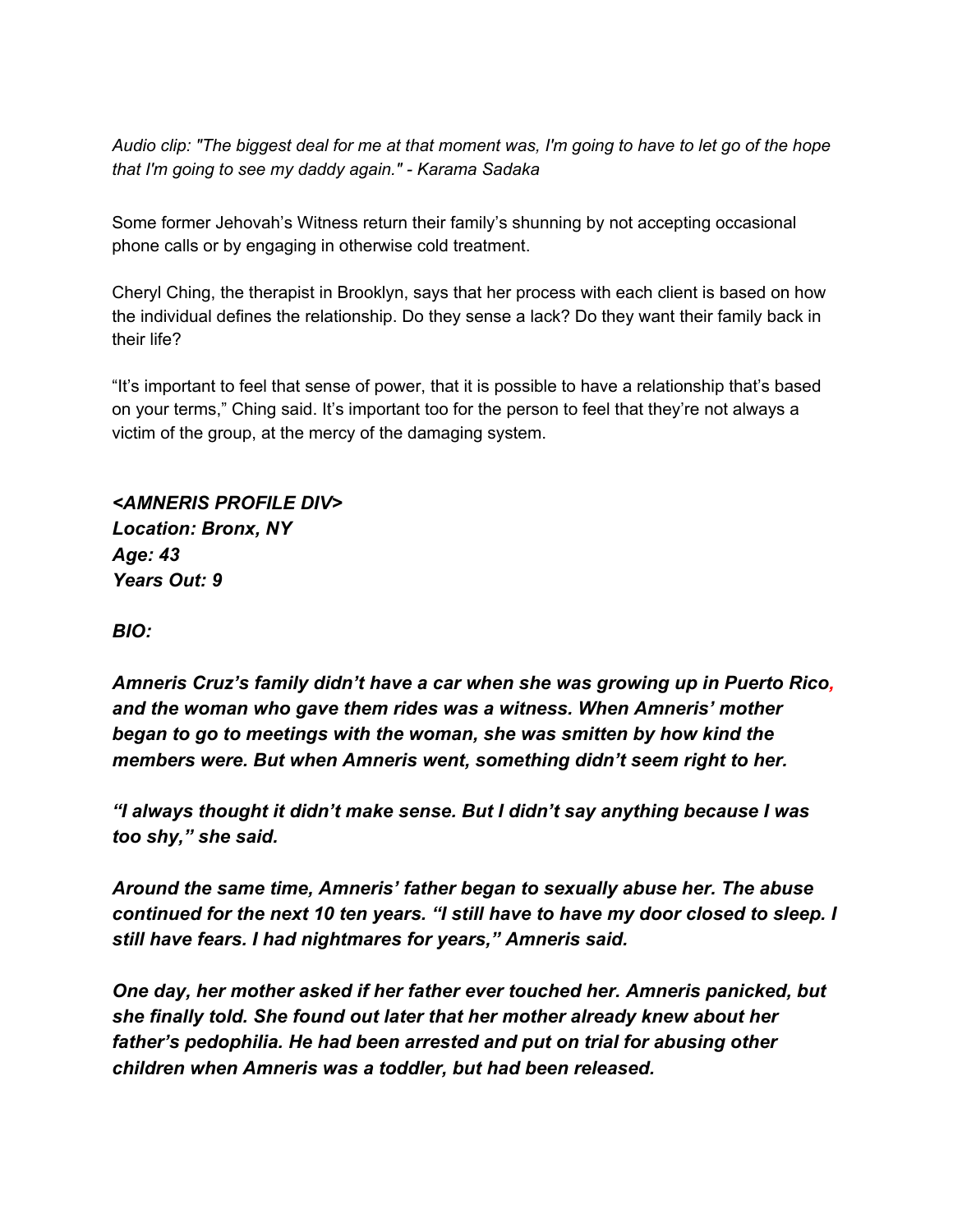*Audio clip: "The biggest deal for me at that moment was, I'm going to have to let go of the hope that I'm going to see my daddy again." - Karama Sadaka*

Some former Jehovah's Witness return their family's shunning by not accepting occasional phone calls or by engaging in otherwise cold treatment.

Cheryl Ching, the therapist in Brooklyn, says that her process with each client is based on how the individual defines the relationship. Do they sense a lack? Do they want their family back in their life?

"It's important to feel that sense of power, that it is possible to have a relationship that's based on your terms," Ching said. It's important too for the person to feel that they're not always a victim of the group, at the mercy of the damaging system.

***<AMNERIS PROFILE DIV>***
***Location: Bronx, NY***
***Age: 43***
***Years Out: 9***

***BIO:***

***Amneris Cruz's family didn't have a car when she was growing up in Puerto Rico, and the woman who gave them rides was a witness. When Amneris' mother began to go to meetings with the woman, she was smitten by how kind the members were. But when Amneris went, something didn't seem right to her.***

***"I always thought it didn't make sense. But I didn't say anything because I was too shy," she said.***

***Around the same time, Amneris' father began to sexually abuse her. The abuse continued for the next 10 ten years. "I still have to have my door closed to sleep. I still have fears. I had nightmares for years," Amneris said.***

***One day, her mother asked if her father ever touched her. Amneris panicked, but she finally told. She found out later that her mother already knew about her father's pedophilia. He had been arrested and put on trial for abusing other children when Amneris was a toddler, but had been released.***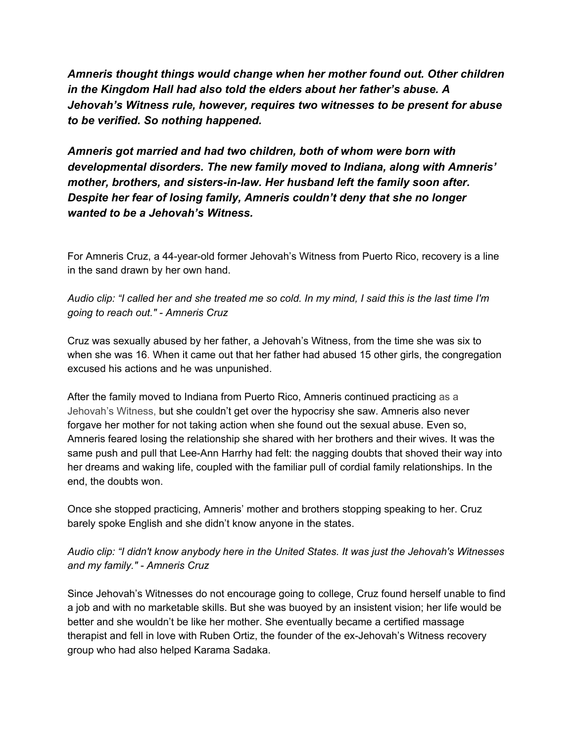***Amneris thought things would change when her mother found out. Other children in the Kingdom Hall had also told the elders about her father's abuse. A Jehovah's Witness rule, however, requires two witnesses to be present for abuse to be verified. So nothing happened.***

***Amneris got married and had two children, both of whom were born with developmental disorders. The new family moved to Indiana, along with Amneris' mother, brothers, and sisters-in-law. Her husband left the family soon after. Despite her fear of losing family, Amneris couldn't deny that she no longer wanted to be a Jehovah's Witness.***

For Amneris Cruz, a 44-year-old former Jehovah's Witness from Puerto Rico, recovery is a line in the sand drawn by her own hand.

*Audio clip: "I called her and she treated me so cold. In my mind, I said this is the last time I'm going to reach out." - Amneris Cruz*

Cruz was sexually abused by her father, a Jehovah's Witness, from the time she was six to when she was 16. When it came out that her father had abused 15 other girls, the congregation excused his actions and he was unpunished.

After the family moved to Indiana from Puerto Rico, Amneris continued practicing as a Jehovah's Witness, but she couldn't get over the hypocrisy she saw. Amneris also never forgave her mother for not taking action when she found out the sexual abuse. Even so, Amneris feared losing the relationship she shared with her brothers and their wives. It was the same push and pull that Lee-Ann Harrhy had felt: the nagging doubts that shoved their way into her dreams and waking life, coupled with the familiar pull of cordial family relationships. In the end, the doubts won.

Once she stopped practicing, Amneris' mother and brothers stopping speaking to her. Cruz barely spoke English and she didn't know anyone in the states.

*Audio clip: "I didn't know anybody here in the United States. It was just the Jehovah's Witnesses and my family." - Amneris Cruz*

Since Jehovah's Witnesses do not encourage going to college, Cruz found herself unable to find a job and with no marketable skills. But she was buoyed by an insistent vision; her life would be better and she wouldn't be like her mother. She eventually became a certified massage therapist and fell in love with Ruben Ortiz, the founder of the ex-Jehovah's Witness recovery group who had also helped Karama Sadaka.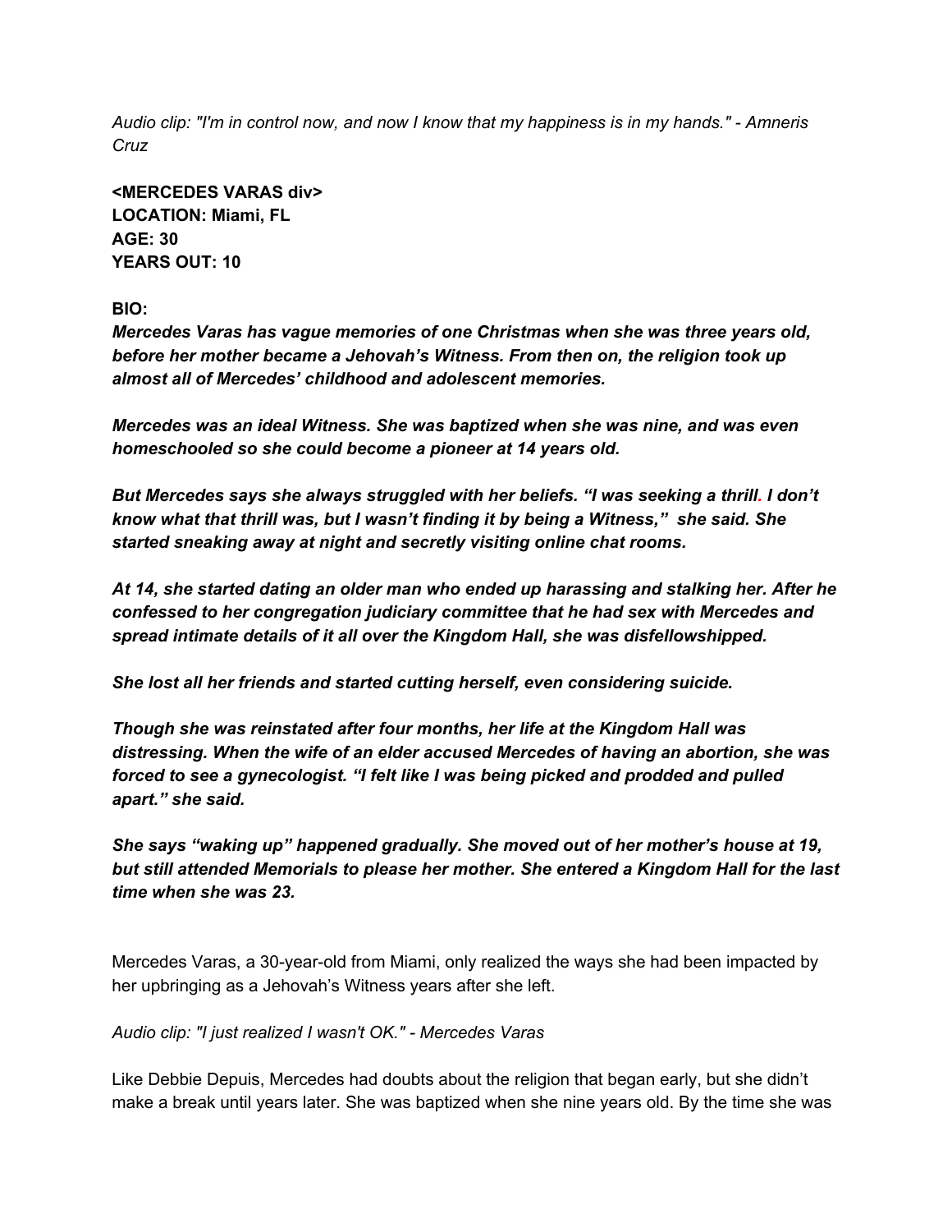*Audio clip: "I'm in control now, and now I know that my happiness is in my hands." - Amneris Cruz*

**<MERCEDES VARAS div>**
**LOCATION: Miami, FL**
**AGE: 30**
**YEARS OUT: 10**

**BIO:**

***Mercedes Varas has vague memories of one Christmas when she was three years old, before her mother became a Jehovah's Witness. From then on, the religion took up almost all of Mercedes' childhood and adolescent memories.***

***Mercedes was an ideal Witness. She was baptized when she was nine, and was even homeschooled so she could become a pioneer at 14 years old.***

***But Mercedes says she always struggled with her beliefs. "I was seeking a thrill. I don't know what that thrill was, but I wasn't finding it by being a Witness," she said. She started sneaking away at night and secretly visiting online chat rooms.***

***At 14, she started dating an older man who ended up harassing and stalking her. After he confessed to her congregation judiciary committee that he had sex with Mercedes and spread intimate details of it all over the Kingdom Hall, she was disfellowshipped.***

***She lost all her friends and started cutting herself, even considering suicide.***

***Though she was reinstated after four months, her life at the Kingdom Hall was distressing. When the wife of an elder accused Mercedes of having an abortion, she was forced to see a gynecologist. "I felt like I was being picked and prodded and pulled apart." she said.***

***She says "waking up" happened gradually. She moved out of her mother's house at 19, but still attended Memorials to please her mother. She entered a Kingdom Hall for the last time when she was 23.***

Mercedes Varas, a 30-year-old from Miami, only realized the ways she had been impacted by her upbringing as a Jehovah's Witness years after she left.

*Audio clip: "I just realized I wasn't OK." - Mercedes Varas*

Like Debbie Depuis, Mercedes had doubts about the religion that began early, but she didn't make a break until years later. She was baptized when she nine years old. By the time she was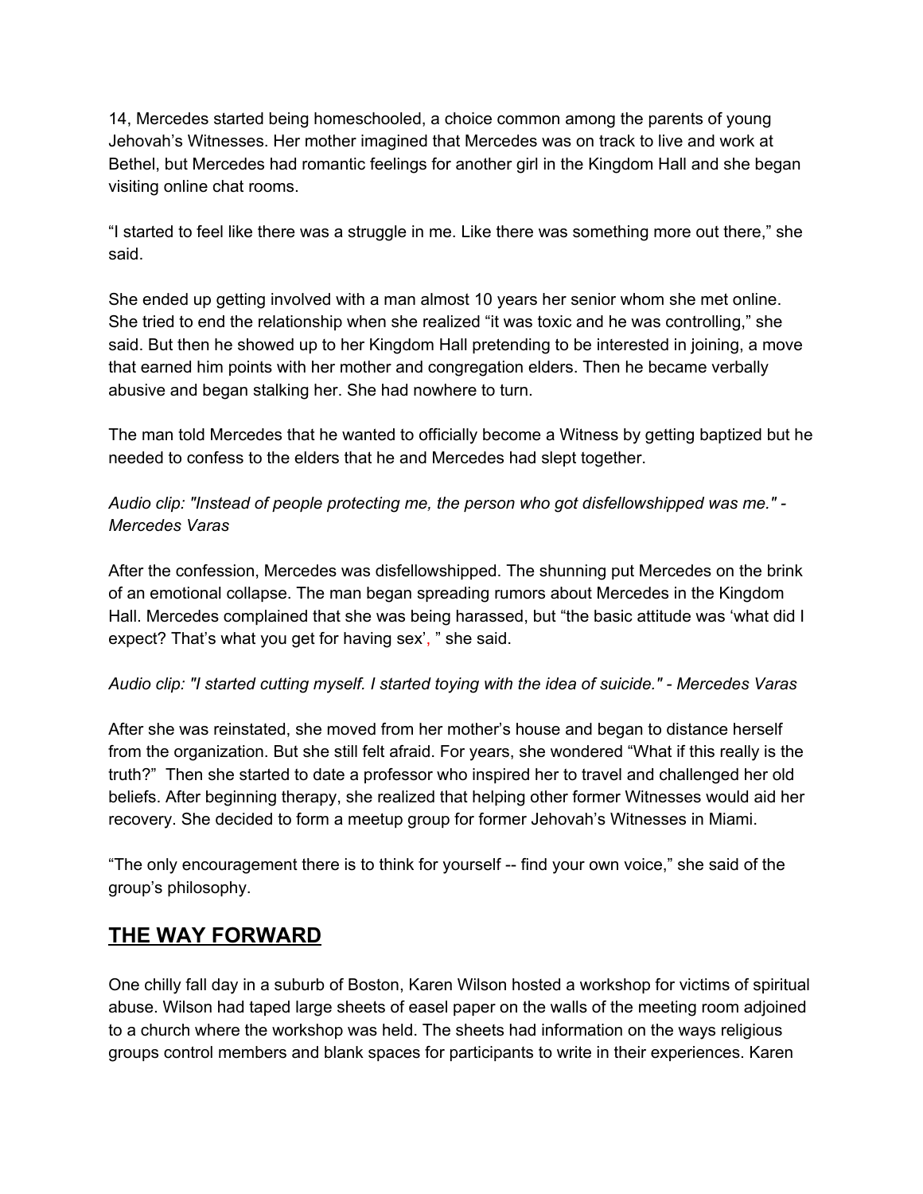14, Mercedes started being homeschooled, a choice common among the parents of young Jehovah's Witnesses. Her mother imagined that Mercedes was on track to live and work at Bethel, but Mercedes had romantic feelings for another girl in the Kingdom Hall and she began visiting online chat rooms.

"I started to feel like there was a struggle in me. Like there was something more out there," she said.

She ended up getting involved with a man almost 10 years her senior whom she met online. She tried to end the relationship when she realized "it was toxic and he was controlling," she said. But then he showed up to her Kingdom Hall pretending to be interested in joining, a move that earned him points with her mother and congregation elders. Then he became verbally abusive and began stalking her. She had nowhere to turn.

The man told Mercedes that he wanted to officially become a Witness by getting baptized but he needed to confess to the elders that he and Mercedes had slept together.

*Audio clip: "Instead of people protecting me, the person who got disfellowshipped was me." - Mercedes Varas*

After the confession, Mercedes was disfellowshipped. The shunning put Mercedes on the brink of an emotional collapse. The man began spreading rumors about Mercedes in the Kingdom Hall. Mercedes complained that she was being harassed, but "the basic attitude was 'what did I expect? That's what you get for having sex', " she said.

*Audio clip: "I started cutting myself. I started toying with the idea of suicide." - Mercedes Varas*

After she was reinstated, she moved from her mother's house and began to distance herself from the organization. But she still felt afraid. For years, she wondered "What if this really is the truth?" Then she started to date a professor who inspired her to travel and challenged her old beliefs. After beginning therapy, she realized that helping other former Witnesses would aid her recovery. She decided to form a meetup group for former Jehovah's Witnesses in Miami.

"The only encouragement there is to think for yourself -- find your own voice," she said of the group's philosophy.

## THE WAY FORWARD

One chilly fall day in a suburb of Boston, Karen Wilson hosted a workshop for victims of spiritual abuse. Wilson had taped large sheets of easel paper on the walls of the meeting room adjoined to a church where the workshop was held. The sheets had information on the ways religious groups control members and blank spaces for participants to write in their experiences. Karen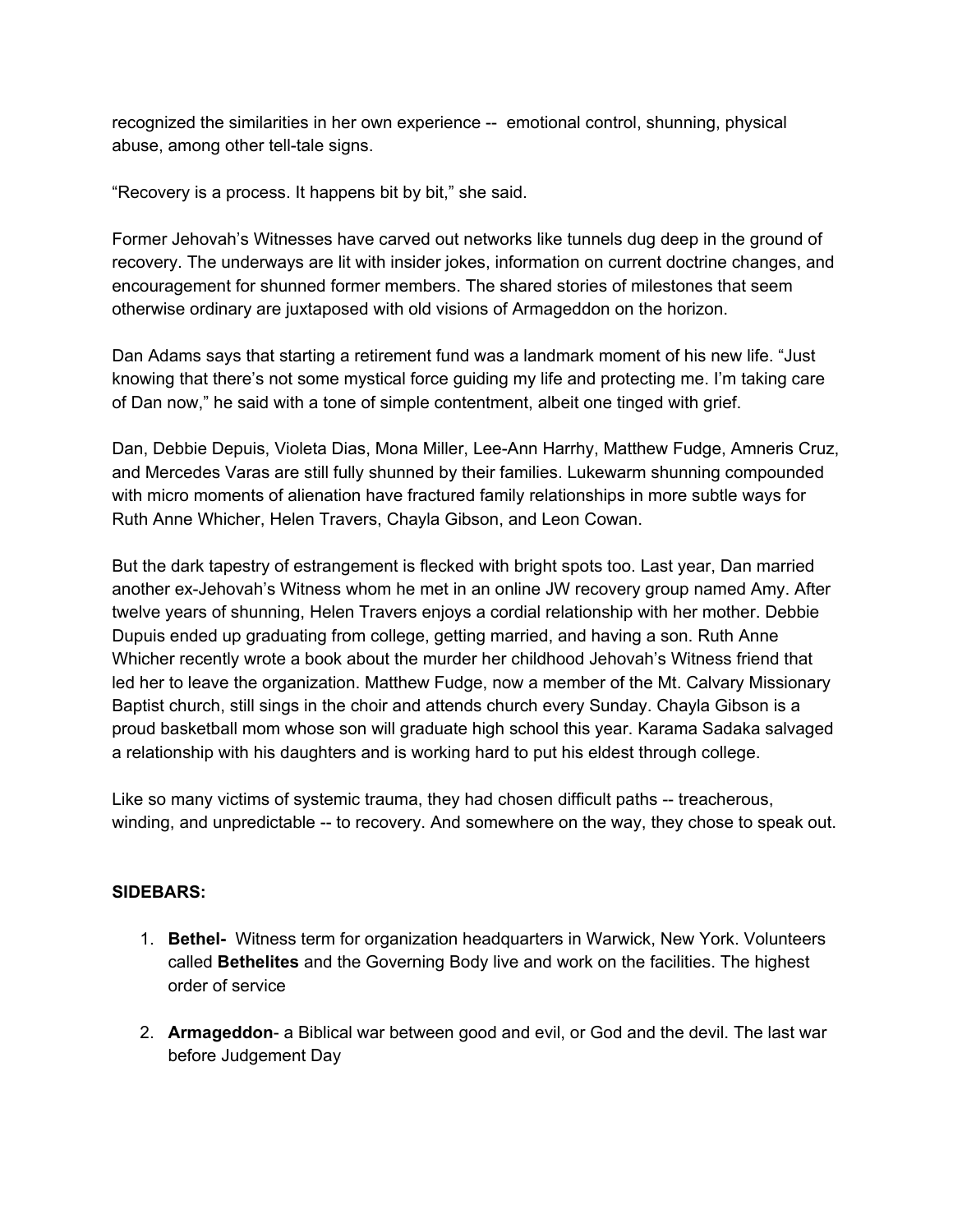recognized the similarities in her own experience -- emotional control, shunning, physical abuse, among other tell-tale signs.

“Recovery is a process. It happens bit by bit,” she said.

Former Jehovah’s Witnesses have carved out networks like tunnels dug deep in the ground of recovery. The underways are lit with insider jokes, information on current doctrine changes, and encouragement for shunned former members. The shared stories of milestones that seem otherwise ordinary are juxtaposed with old visions of Armageddon on the horizon.

Dan Adams says that starting a retirement fund was a landmark moment of his new life. “Just knowing that there’s not some mystical force guiding my life and protecting me. I’m taking care of Dan now,” he said with a tone of simple contentment, albeit one tinged with grief.

Dan, Debbie Depuis, Violeta Dias, Mona Miller, Lee-Ann Harrhy, Matthew Fudge, Amneris Cruz, and Mercedes Varas are still fully shunned by their families. Lukewarm shunning compounded with micro moments of alienation have fractured family relationships in more subtle ways for Ruth Anne Whicher, Helen Travers, Chayla Gibson, and Leon Cowan.

But the dark tapestry of estrangement is flecked with bright spots too. Last year, Dan married another ex-Jehovah’s Witness whom he met in an online JW recovery group named Amy. After twelve years of shunning, Helen Travers enjoys a cordial relationship with her mother. Debbie Dupuis ended up graduating from college, getting married, and having a son. Ruth Anne Whicher recently wrote a book about the murder her childhood Jehovah’s Witness friend that led her to leave the organization. Matthew Fudge, now a member of the Mt. Calvary Missionary Baptist church, still sings in the choir and attends church every Sunday. Chayla Gibson is a proud basketball mom whose son will graduate high school this year. Karama Sadaka salvaged a relationship with his daughters and is working hard to put his eldest through college.

Like so many victims of systemic trauma, they had chosen difficult paths -- treacherous, winding, and unpredictable -- to recovery. And somewhere on the way, they chose to speak out.

**SIDEBARS:**

1. **Bethel-** Witness term for organization headquarters in Warwick, New York. Volunteers called **Bethelites** and the Governing Body live and work on the facilities. The highest order of service
2. **Armageddon**- a Biblical war between good and evil, or God and the devil. The last war before Judgement Day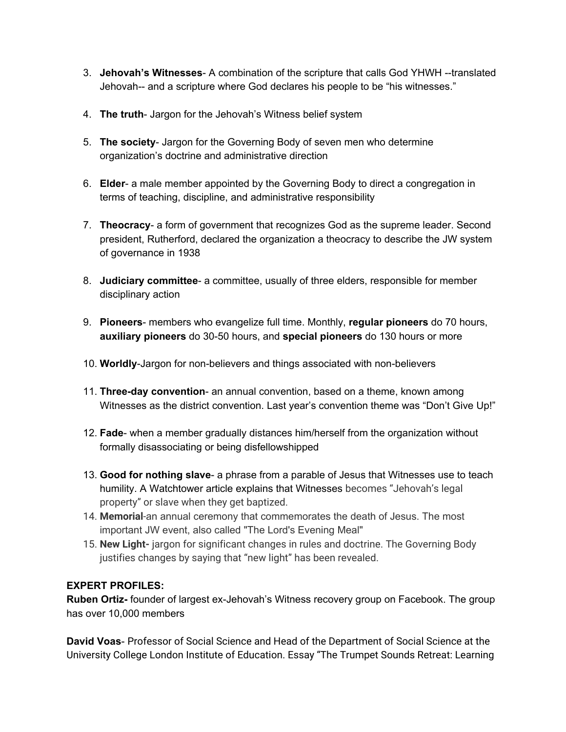3. **Jehovah's Witnesses**- A combination of the scripture that calls God YHWH --translated Jehovah-- and a scripture where God declares his people to be "his witnesses."

4. **The truth**- Jargon for the Jehovah's Witness belief system

5. **The society**- Jargon for the Governing Body of seven men who determine organization's doctrine and administrative direction

6. **Elder**- a male member appointed by the Governing Body to direct a congregation in terms of teaching, discipline, and administrative responsibility

7. **Theocracy**- a form of government that recognizes God as the supreme leader. Second president, Rutherford, declared the organization a theocracy to describe the JW system of governance in 1938

8. **Judiciary committee**- a committee, usually of three elders, responsible for member disciplinary action

9. **Pioneers**- members who evangelize full time. Monthly, **regular pioneers** do 70 hours, **auxiliary pioneers** do 30-50 hours, and **special pioneers** do 130 hours or more

10. **Worldly**-Jargon for non-believers and things associated with non-believers

11. **Three-day convention**- an annual convention, based on a theme, known among Witnesses as the district convention. Last year's convention theme was "Don't Give Up!"

12. **Fade**- when a member gradually distances him/herself from the organization without formally disassociating or being disfellowshipped

13. **Good for nothing slave**- a phrase from a parable of Jesus that Witnesses use to teach humility. A Watchtower article explains that Witnesses becomes "Jehovah's legal property" or slave when they get baptized.
14. **Memorial**-an annual ceremony that commemorates the death of Jesus. The most important JW event, also called "The Lord's Evening Meal"
15. **New Light-** jargon for significant changes in rules and doctrine. The Governing Body justifies changes by saying that "new light" has been revealed.

**EXPERT PROFILES:**

**Ruben Ortiz-** founder of largest ex-Jehovah's Witness recovery group on Facebook. The group has over 10,000 members

**David Voas**- Professor of Social Science and Head of the Department of Social Science at the University College London Institute of Education. Essay "The Trumpet Sounds Retreat: Learning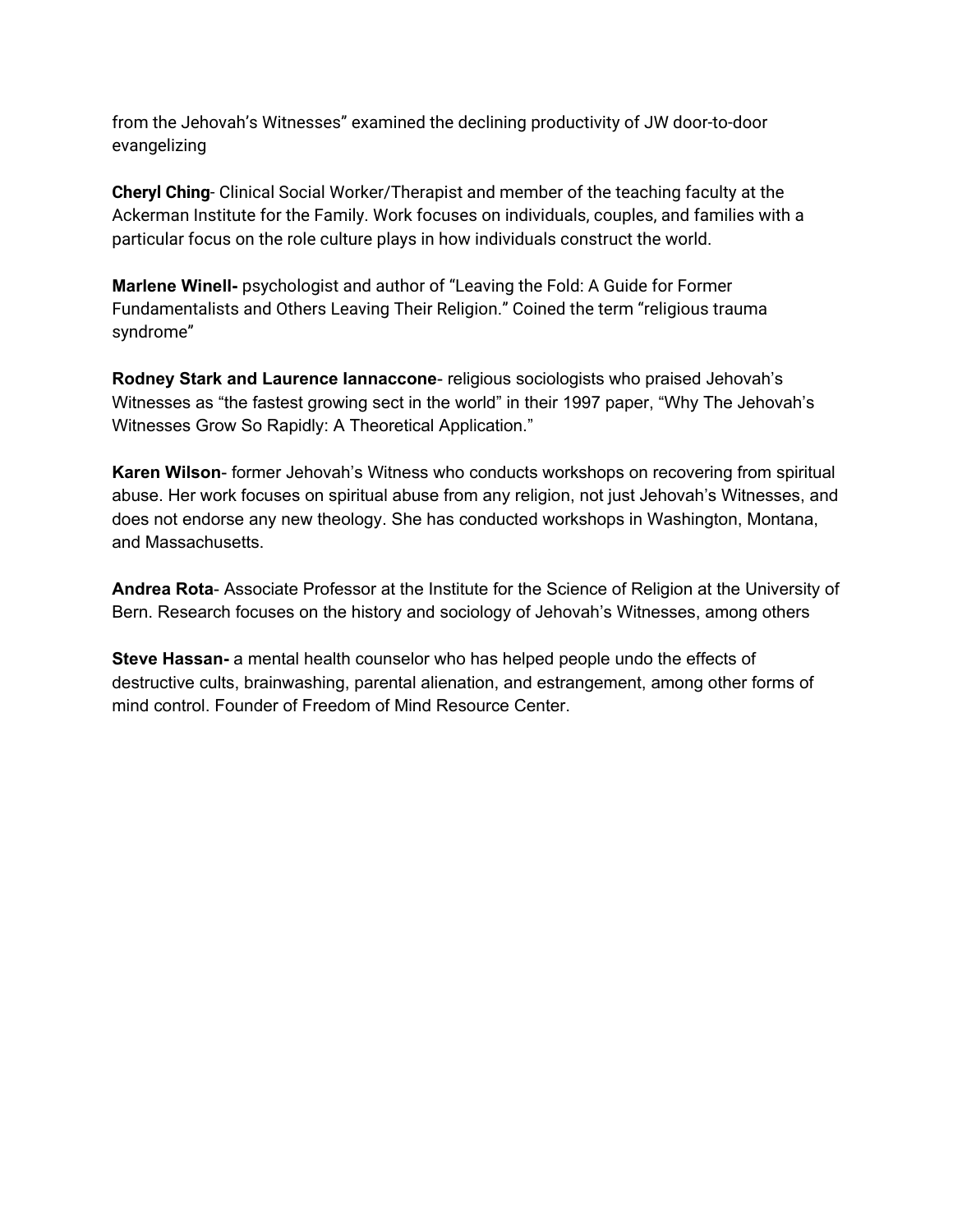from the Jehovah's Witnesses" examined the declining productivity of JW door-to-door evangelizing

**Cheryl Ching**- Clinical Social Worker/Therapist and member of the teaching faculty at the Ackerman Institute for the Family. Work focuses on individuals, couples, and families with a particular focus on the role culture plays in how individuals construct the world.

**Marlene Winell-** psychologist and author of "Leaving the Fold: A Guide for Former Fundamentalists and Others Leaving Their Religion." Coined the term "religious trauma syndrome"

**Rodney Stark and Laurence Iannaccone**- religious sociologists who praised Jehovah's Witnesses as "the fastest growing sect in the world" in their 1997 paper, "Why The Jehovah's Witnesses Grow So Rapidly: A Theoretical Application."

**Karen Wilson**- former Jehovah's Witness who conducts workshops on recovering from spiritual abuse. Her work focuses on spiritual abuse from any religion, not just Jehovah's Witnesses, and does not endorse any new theology. She has conducted workshops in Washington, Montana, and Massachusetts.

**Andrea Rota**- Associate Professor at the Institute for the Science of Religion at the University of Bern. Research focuses on the history and sociology of Jehovah's Witnesses, among others

**Steve Hassan-** a mental health counselor who has helped people undo the effects of destructive cults, brainwashing, parental alienation, and estrangement, among other forms of mind control. Founder of Freedom of Mind Resource Center.